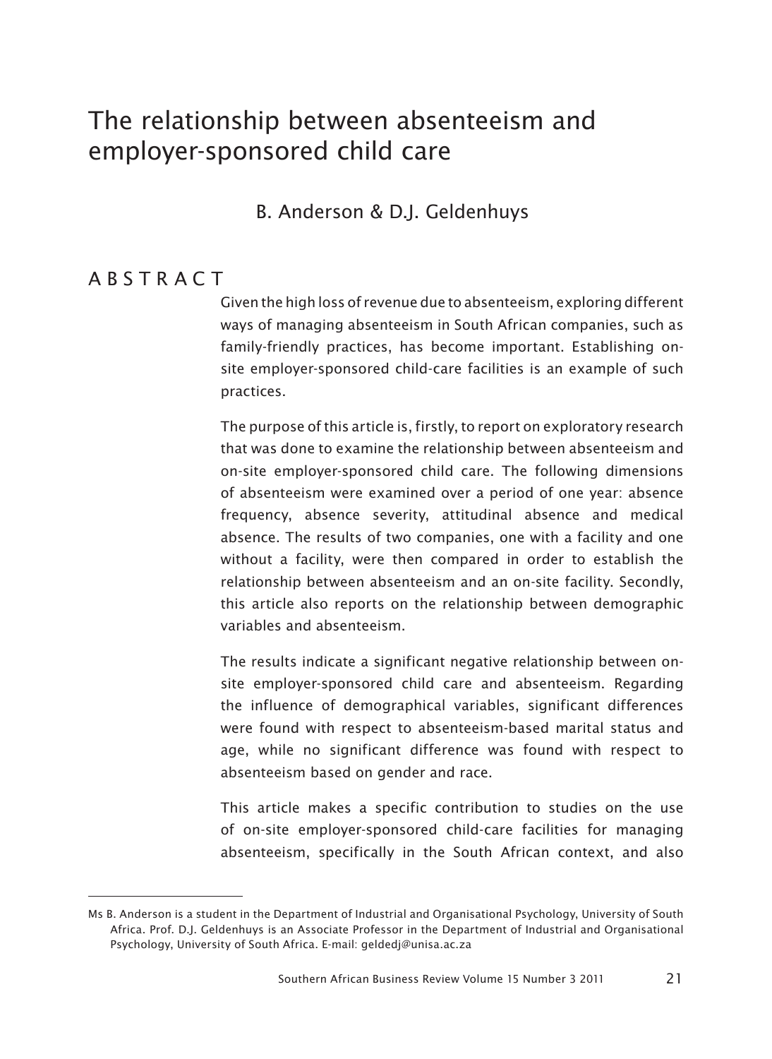# The relationship between absenteeism and employer-sponsored child care

B. Anderson & D.J. Geldenhuys

## ABSTRACT

Given the high loss of revenue due to absenteeism, exploring different ways of managing absenteeism in South African companies, such as family-friendly practices, has become important. Establishing on-site employer-sponsored child-care facilities is an example of such practices.

The purpose of this article is, firstly, to report on exploratory research that was done to examine the relationship between absenteeism and on-site employer-sponsored child care. The following dimensions of absenteeism were examined over a period of one year: absence frequency, absence severity, attitudinal absence and medical absence. The results of two companies, one with a facility and one without a facility, were then compared in order to establish the relationship between absenteeism and an on-site facility. Secondly, this article also reports on the relationship between demographic variables and absenteeism.

The results indicate a significant negative relationship between on-site employer-sponsored child care and absenteeism. Regarding the influence of demographical variables, significant differences were found with respect to absenteeism-based marital status and age, while no significant difference was found with respect to absenteeism based on gender and race.

This article makes a specific contribution to studies on the use of on-site employer-sponsored child-care facilities for managing absenteeism, specifically in the South African context, and also

---

Ms B. Anderson is a student in the Department of Industrial and Organisational Psychology, University of South Africa. Prof. D.J. Geldenhuys is an Associate Professor in the Department of Industrial and Organisational Psychology, University of South Africa. E-mail: geldedj@unisa.ac.za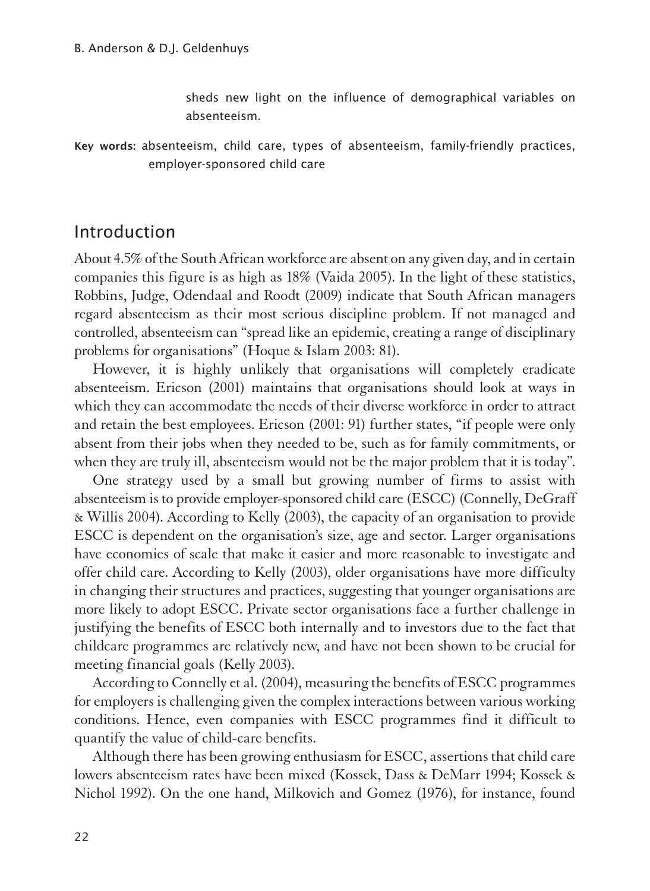sheds new light on the influence of demographical variables on absenteeism.

**Key words:** absenteeism, child care, types of absenteeism, family-friendly practices, employer-sponsored child care

## Introduction

About 4.5% of the South African workforce are absent on any given day, and in certain companies this figure is as high as 18% (Vaida 2005). In the light of these statistics, Robbins, Judge, Odendaal and Roodt (2009) indicate that South African managers regard absenteeism as their most serious discipline problem. If not managed and controlled, absenteeism can "spread like an epidemic, creating a range of disciplinary problems for organisations" (Hoque & Islam 2003: 81).

However, it is highly unlikely that organisations will completely eradicate absenteeism. Ericson (2001) maintains that organisations should look at ways in which they can accommodate the needs of their diverse workforce in order to attract and retain the best employees. Ericson (2001: 91) further states, "if people were only absent from their jobs when they needed to be, such as for family commitments, or when they are truly ill, absenteeism would not be the major problem that it is today".

One strategy used by a small but growing number of firms to assist with absenteeism is to provide employer-sponsored child care (ESCC) (Connelly, DeGraff & Willis 2004). According to Kelly (2003), the capacity of an organisation to provide ESCC is dependent on the organisation's size, age and sector. Larger organisations have economies of scale that make it easier and more reasonable to investigate and offer child care. According to Kelly (2003), older organisations have more difficulty in changing their structures and practices, suggesting that younger organisations are more likely to adopt ESCC. Private sector organisations face a further challenge in justifying the benefits of ESCC both internally and to investors due to the fact that childcare programmes are relatively new, and have not been shown to be crucial for meeting financial goals (Kelly 2003).

According to Connelly et al. (2004), measuring the benefits of ESCC programmes for employers is challenging given the complex interactions between various working conditions. Hence, even companies with ESCC programmes find it difficult to quantify the value of child-care benefits.

Although there has been growing enthusiasm for ESCC, assertions that child care lowers absenteeism rates have been mixed (Kossek, Dass & DeMarr 1994; Kossek & Nichol 1992). On the one hand, Milkovich and Gomez (1976), for instance, found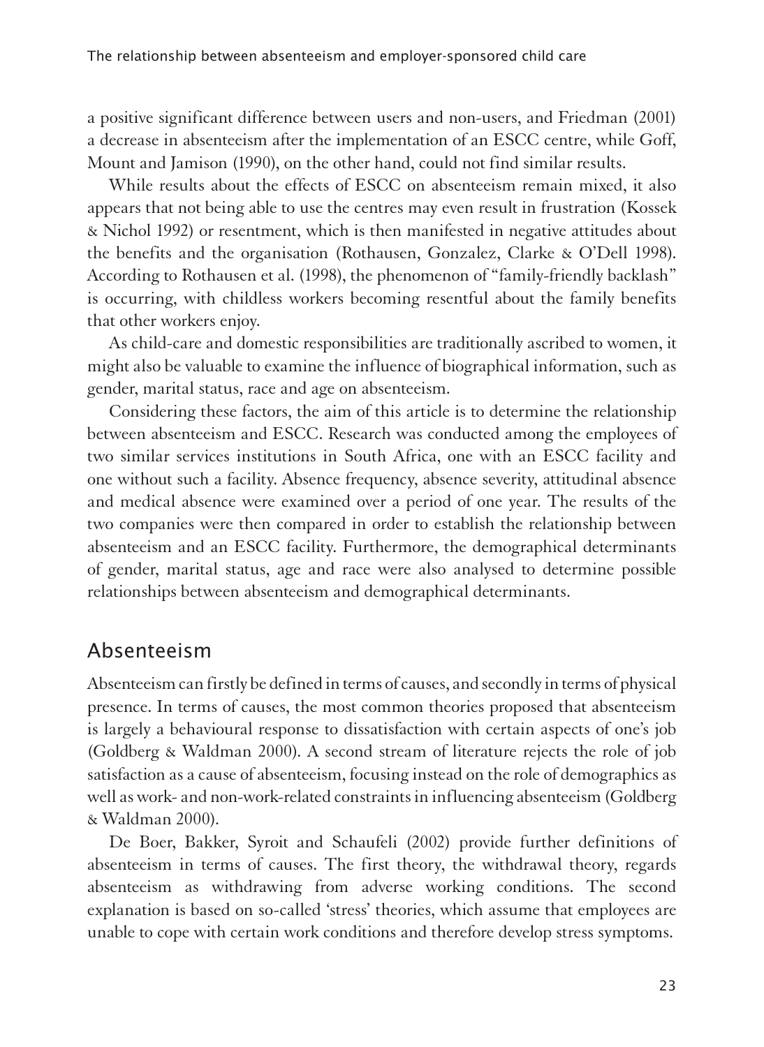a positive significant difference between users and non-users, and Friedman (2001) a decrease in absenteeism after the implementation of an ESCC centre, while Goff, Mount and Jamison (1990), on the other hand, could not find similar results.

While results about the effects of ESCC on absenteeism remain mixed, it also appears that not being able to use the centres may even result in frustration (Kossek & Nichol 1992) or resentment, which is then manifested in negative attitudes about the benefits and the organisation (Rothausen, Gonzalez, Clarke & O'Dell 1998). According to Rothausen et al. (1998), the phenomenon of "family-friendly backlash" is occurring, with childless workers becoming resentful about the family benefits that other workers enjoy.

As child-care and domestic responsibilities are traditionally ascribed to women, it might also be valuable to examine the influence of biographical information, such as gender, marital status, race and age on absenteeism.

Considering these factors, the aim of this article is to determine the relationship between absenteeism and ESCC. Research was conducted among the employees of two similar services institutions in South Africa, one with an ESCC facility and one without such a facility. Absence frequency, absence severity, attitudinal absence and medical absence were examined over a period of one year. The results of the two companies were then compared in order to establish the relationship between absenteeism and an ESCC facility. Furthermore, the demographical determinants of gender, marital status, age and race were also analysed to determine possible relationships between absenteeism and demographical determinants.

## Absenteeism

Absenteeism can firstly be defined in terms of causes, and secondly in terms of physical presence. In terms of causes, the most common theories proposed that absenteeism is largely a behavioural response to dissatisfaction with certain aspects of one's job (Goldberg & Waldman 2000). A second stream of literature rejects the role of job satisfaction as a cause of absenteeism, focusing instead on the role of demographics as well as work- and non-work-related constraints in influencing absenteeism (Goldberg & Waldman 2000).

De Boer, Bakker, Syroit and Schaufeli (2002) provide further definitions of absenteeism in terms of causes. The first theory, the withdrawal theory, regards absenteeism as withdrawing from adverse working conditions. The second explanation is based on so-called 'stress' theories, which assume that employees are unable to cope with certain work conditions and therefore develop stress symptoms.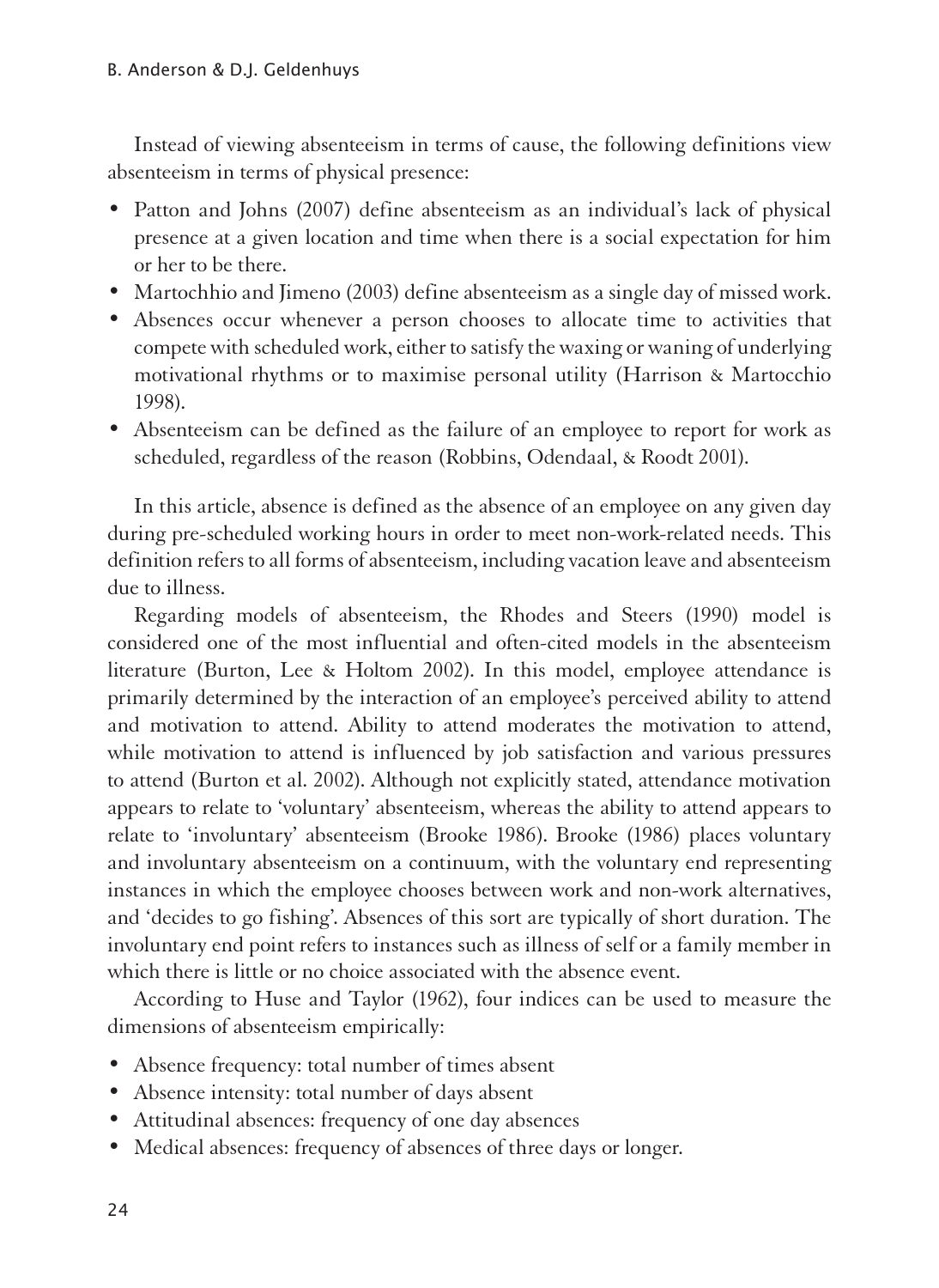Instead of viewing absenteeism in terms of cause, the following definitions view absenteeism in terms of physical presence:

- Patton and Johns (2007) define absenteeism as an individual's lack of physical presence at a given location and time when there is a social expectation for him or her to be there.
- Martochhio and Jimeno (2003) define absenteeism as a single day of missed work.
- Absences occur whenever a person chooses to allocate time to activities that compete with scheduled work, either to satisfy the waxing or waning of underlying motivational rhythms or to maximise personal utility (Harrison & Martocchio 1998).
- Absenteeism can be defined as the failure of an employee to report for work as scheduled, regardless of the reason (Robbins, Odendaal, & Roodt 2001).

In this article, absence is defined as the absence of an employee on any given day during pre-scheduled working hours in order to meet non-work-related needs. This definition refers to all forms of absenteeism, including vacation leave and absenteeism due to illness.

Regarding models of absenteeism, the Rhodes and Steers (1990) model is considered one of the most influential and often-cited models in the absenteeism literature (Burton, Lee & Holtom 2002). In this model, employee attendance is primarily determined by the interaction of an employee's perceived ability to attend and motivation to attend. Ability to attend moderates the motivation to attend, while motivation to attend is influenced by job satisfaction and various pressures to attend (Burton et al. 2002). Although not explicitly stated, attendance motivation appears to relate to 'voluntary' absenteeism, whereas the ability to attend appears to relate to 'involuntary' absenteeism (Brooke 1986). Brooke (1986) places voluntary and involuntary absenteeism on a continuum, with the voluntary end representing instances in which the employee chooses between work and non-work alternatives, and 'decides to go fishing'. Absences of this sort are typically of short duration. The involuntary end point refers to instances such as illness of self or a family member in which there is little or no choice associated with the absence event.

According to Huse and Taylor (1962), four indices can be used to measure the dimensions of absenteeism empirically:

- Absence frequency: total number of times absent
- Absence intensity: total number of days absent
- Attitudinal absences: frequency of one day absences
- Medical absences: frequency of absences of three days or longer.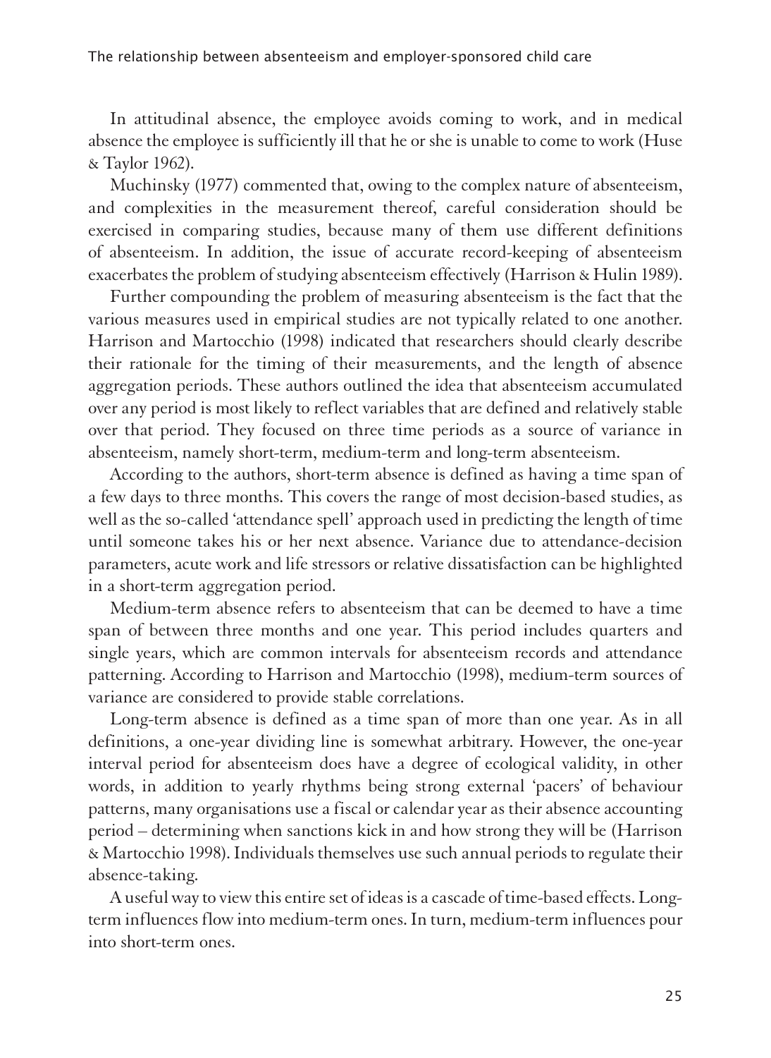In attitudinal absence, the employee avoids coming to work, and in medical absence the employee is sufficiently ill that he or she is unable to come to work (Huse & Taylor 1962).

Muchinsky (1977) commented that, owing to the complex nature of absenteeism, and complexities in the measurement thereof, careful consideration should be exercised in comparing studies, because many of them use different definitions of absenteeism. In addition, the issue of accurate record-keeping of absenteeism exacerbates the problem of studying absenteeism effectively (Harrison & Hulin 1989).

Further compounding the problem of measuring absenteeism is the fact that the various measures used in empirical studies are not typically related to one another. Harrison and Martocchio (1998) indicated that researchers should clearly describe their rationale for the timing of their measurements, and the length of absence aggregation periods. These authors outlined the idea that absenteeism accumulated over any period is most likely to reflect variables that are defined and relatively stable over that period. They focused on three time periods as a source of variance in absenteeism, namely short-term, medium-term and long-term absenteeism.

According to the authors, short-term absence is defined as having a time span of a few days to three months. This covers the range of most decision-based studies, as well as the so-called 'attendance spell' approach used in predicting the length of time until someone takes his or her next absence. Variance due to attendance-decision parameters, acute work and life stressors or relative dissatisfaction can be highlighted in a short-term aggregation period.

Medium-term absence refers to absenteeism that can be deemed to have a time span of between three months and one year. This period includes quarters and single years, which are common intervals for absenteeism records and attendance patterning. According to Harrison and Martocchio (1998), medium-term sources of variance are considered to provide stable correlations.

Long-term absence is defined as a time span of more than one year. As in all definitions, a one-year dividing line is somewhat arbitrary. However, the one-year interval period for absenteeism does have a degree of ecological validity, in other words, in addition to yearly rhythms being strong external 'pacers' of behaviour patterns, many organisations use a fiscal or calendar year as their absence accounting period – determining when sanctions kick in and how strong they will be (Harrison & Martocchio 1998). Individuals themselves use such annual periods to regulate their absence-taking.

A useful way to view this entire set of ideas is a cascade of time-based effects. Long-term influences flow into medium-term ones. In turn, medium-term influences pour into short-term ones.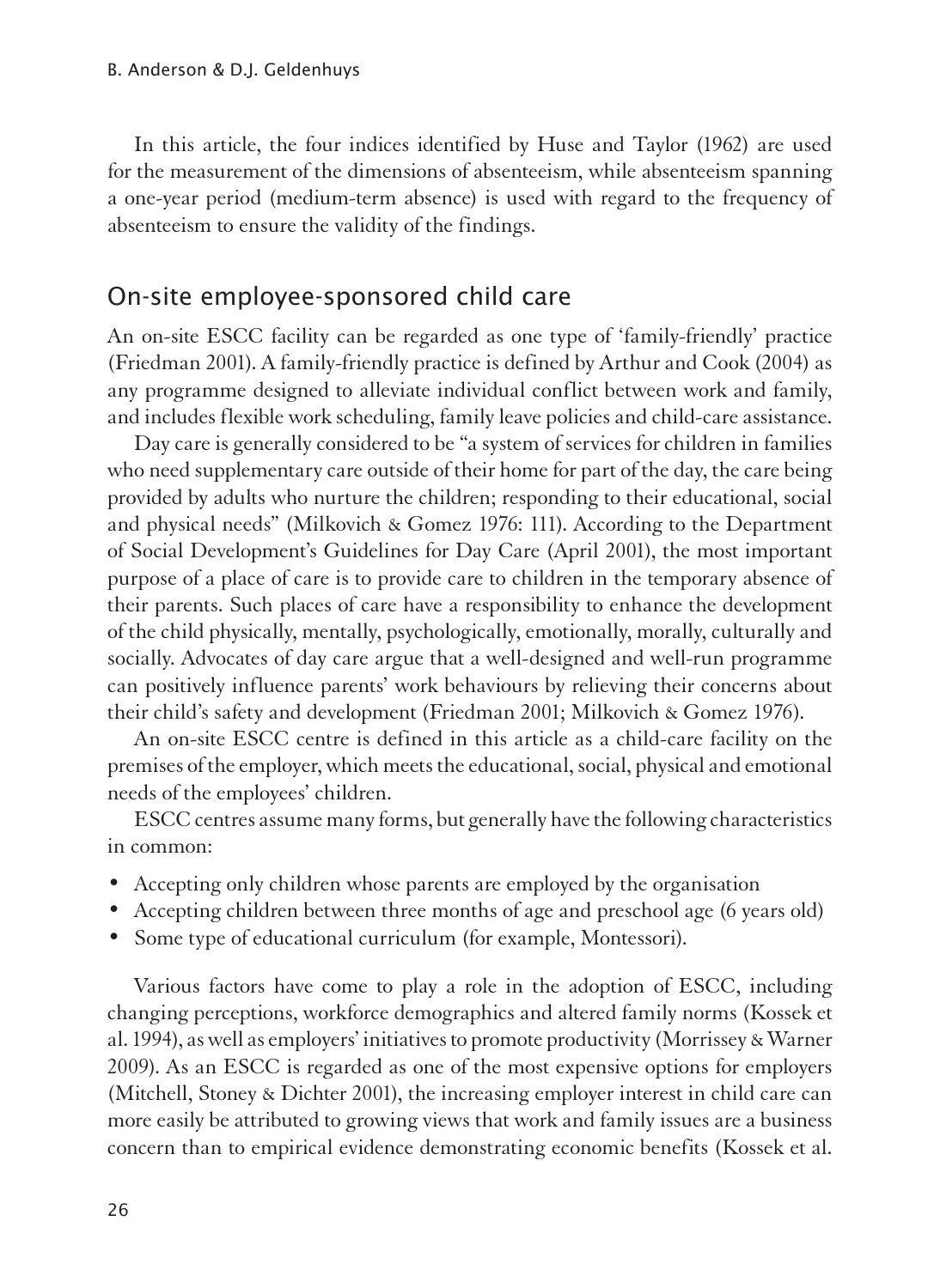In this article, the four indices identified by Huse and Taylor (1962) are used for the measurement of the dimensions of absenteeism, while absenteeism spanning a one-year period (medium-term absence) is used with regard to the frequency of absenteeism to ensure the validity of the findings.

## On-site employee-sponsored child care

An on-site ESCC facility can be regarded as one type of 'family-friendly' practice (Friedman 2001). A family-friendly practice is defined by Arthur and Cook (2004) as any programme designed to alleviate individual conflict between work and family, and includes flexible work scheduling, family leave policies and child-care assistance.

Day care is generally considered to be "a system of services for children in families who need supplementary care outside of their home for part of the day, the care being provided by adults who nurture the children; responding to their educational, social and physical needs" (Milkovich & Gomez 1976: 111). According to the Department of Social Development's Guidelines for Day Care (April 2001), the most important purpose of a place of care is to provide care to children in the temporary absence of their parents. Such places of care have a responsibility to enhance the development of the child physically, mentally, psychologically, emotionally, morally, culturally and socially. Advocates of day care argue that a well-designed and well-run programme can positively influence parents' work behaviours by relieving their concerns about their child's safety and development (Friedman 2001; Milkovich & Gomez 1976).

An on-site ESCC centre is defined in this article as a child-care facility on the premises of the employer, which meets the educational, social, physical and emotional needs of the employees' children.

ESCC centres assume many forms, but generally have the following characteristics in common:

- Accepting only children whose parents are employed by the organisation
- Accepting children between three months of age and preschool age (6 years old)
- Some type of educational curriculum (for example, Montessori).

Various factors have come to play a role in the adoption of ESCC, including changing perceptions, workforce demographics and altered family norms (Kossek et al. 1994), as well as employers' initiatives to promote productivity (Morrissey & Warner 2009). As an ESCC is regarded as one of the most expensive options for employers (Mitchell, Stoney & Dichter 2001), the increasing employer interest in child care can more easily be attributed to growing views that work and family issues are a business concern than to empirical evidence demonstrating economic benefits (Kossek et al.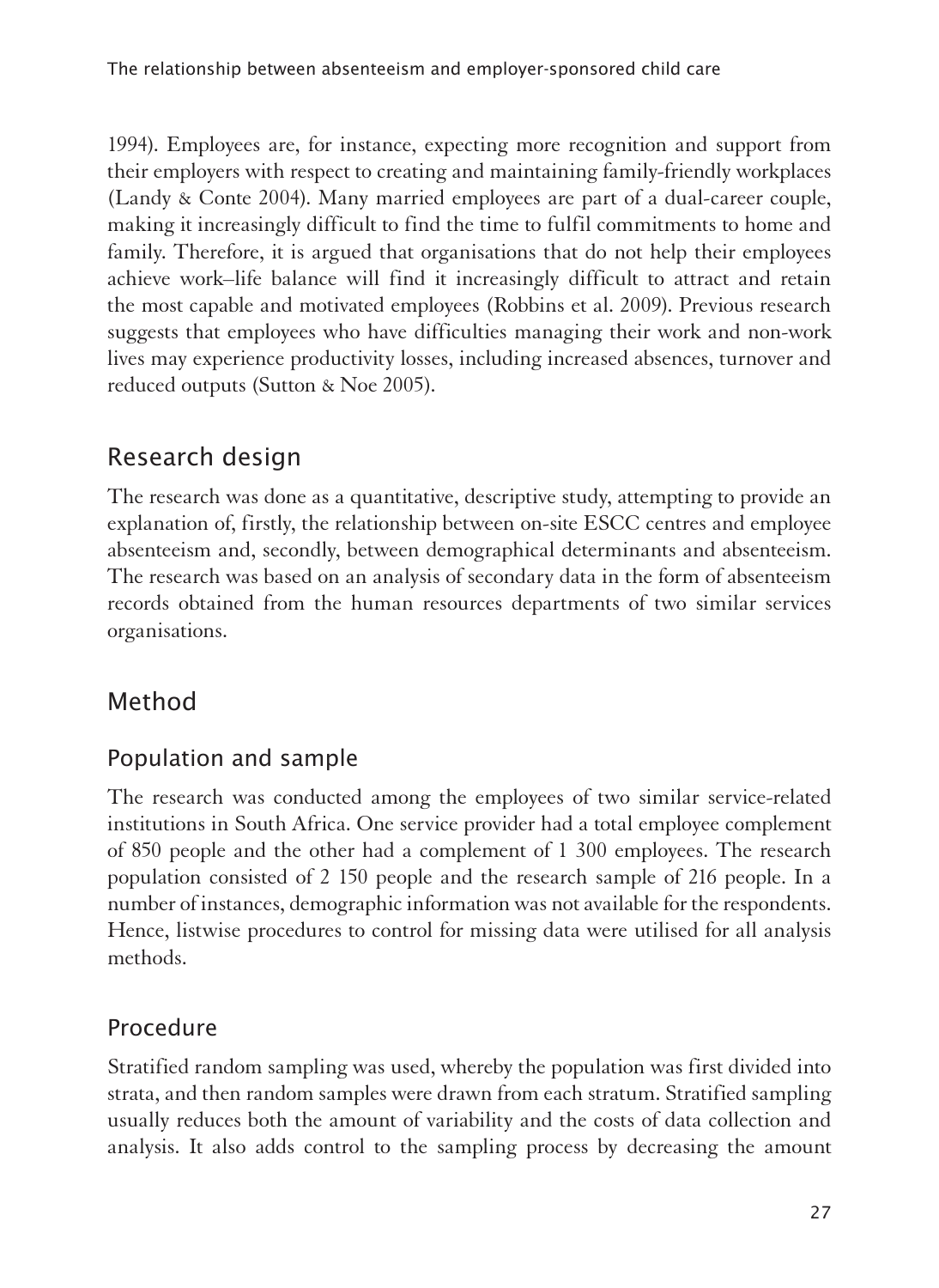1994). Employees are, for instance, expecting more recognition and support from their employers with respect to creating and maintaining family-friendly workplaces (Landy & Conte 2004). Many married employees are part of a dual-career couple, making it increasingly difficult to find the time to fulfil commitments to home and family. Therefore, it is argued that organisations that do not help their employees achieve work–life balance will find it increasingly difficult to attract and retain the most capable and motivated employees (Robbins et al. 2009). Previous research suggests that employees who have difficulties managing their work and non-work lives may experience productivity losses, including increased absences, turnover and reduced outputs (Sutton & Noe 2005).

## Research design

The research was done as a quantitative, descriptive study, attempting to provide an explanation of, firstly, the relationship between on-site ESCC centres and employee absenteeism and, secondly, between demographical determinants and absenteeism. The research was based on an analysis of secondary data in the form of absenteeism records obtained from the human resources departments of two similar services organisations.

## Method

### Population and sample

The research was conducted among the employees of two similar service-related institutions in South Africa. One service provider had a total employee complement of 850 people and the other had a complement of 1 300 employees. The research population consisted of 2 150 people and the research sample of 216 people. In a number of instances, demographic information was not available for the respondents. Hence, listwise procedures to control for missing data were utilised for all analysis methods.

### Procedure

Stratified random sampling was used, whereby the population was first divided into strata, and then random samples were drawn from each stratum. Stratified sampling usually reduces both the amount of variability and the costs of data collection and analysis. It also adds control to the sampling process by decreasing the amount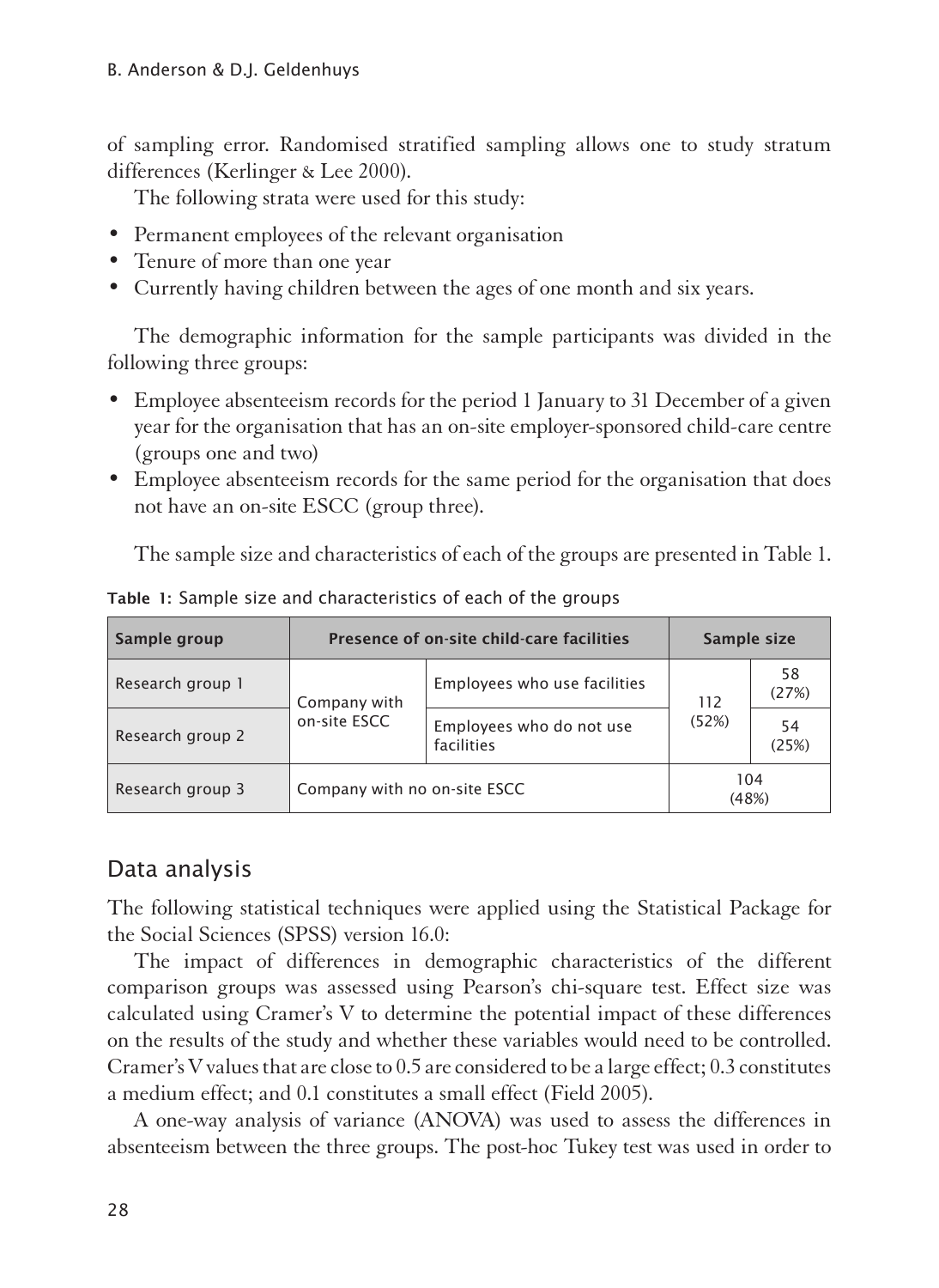of sampling error. Randomised stratified sampling allows one to study stratum differences (Kerlinger & Lee 2000).

The following strata were used for this study:

- Permanent employees of the relevant organisation
- Tenure of more than one year
- Currently having children between the ages of one month and six years.

The demographic information for the sample participants was divided in the following three groups:

- Employee absenteeism records for the period 1 January to 31 December of a given year for the organisation that has an on-site employer-sponsored child-care centre (groups one and two)
- Employee absenteeism records for the same period for the organisation that does not have an on-site ESCC (group three).

The sample size and characteristics of each of the groups are presented in Table 1.

**Table 1:** Sample size and characteristics of each of the groups

| Sample group | Presence of on-site child-care facilities | | Sample size | |
|---|---|---|---|---|
| Research group 1 | Company with on-site ESCC | Employees who use facilities | 112 (52%) | 58 (27%) |
| Research group 2 | | Employees who do not use facilities | | 54 (25%) |
| Research group 3 | Company with no on-site ESCC | | 104 (48%) | |

## Data analysis

The following statistical techniques were applied using the Statistical Package for the Social Sciences (SPSS) version 16.0:

The impact of differences in demographic characteristics of the different comparison groups was assessed using Pearson's chi-square test. Effect size was calculated using Cramer's V to determine the potential impact of these differences on the results of the study and whether these variables would need to be controlled. Cramer's V values that are close to 0.5 are considered to be a large effect; 0.3 constitutes a medium effect; and 0.1 constitutes a small effect (Field 2005).

A one-way analysis of variance (ANOVA) was used to assess the differences in absenteeism between the three groups. The post-hoc Tukey test was used in order to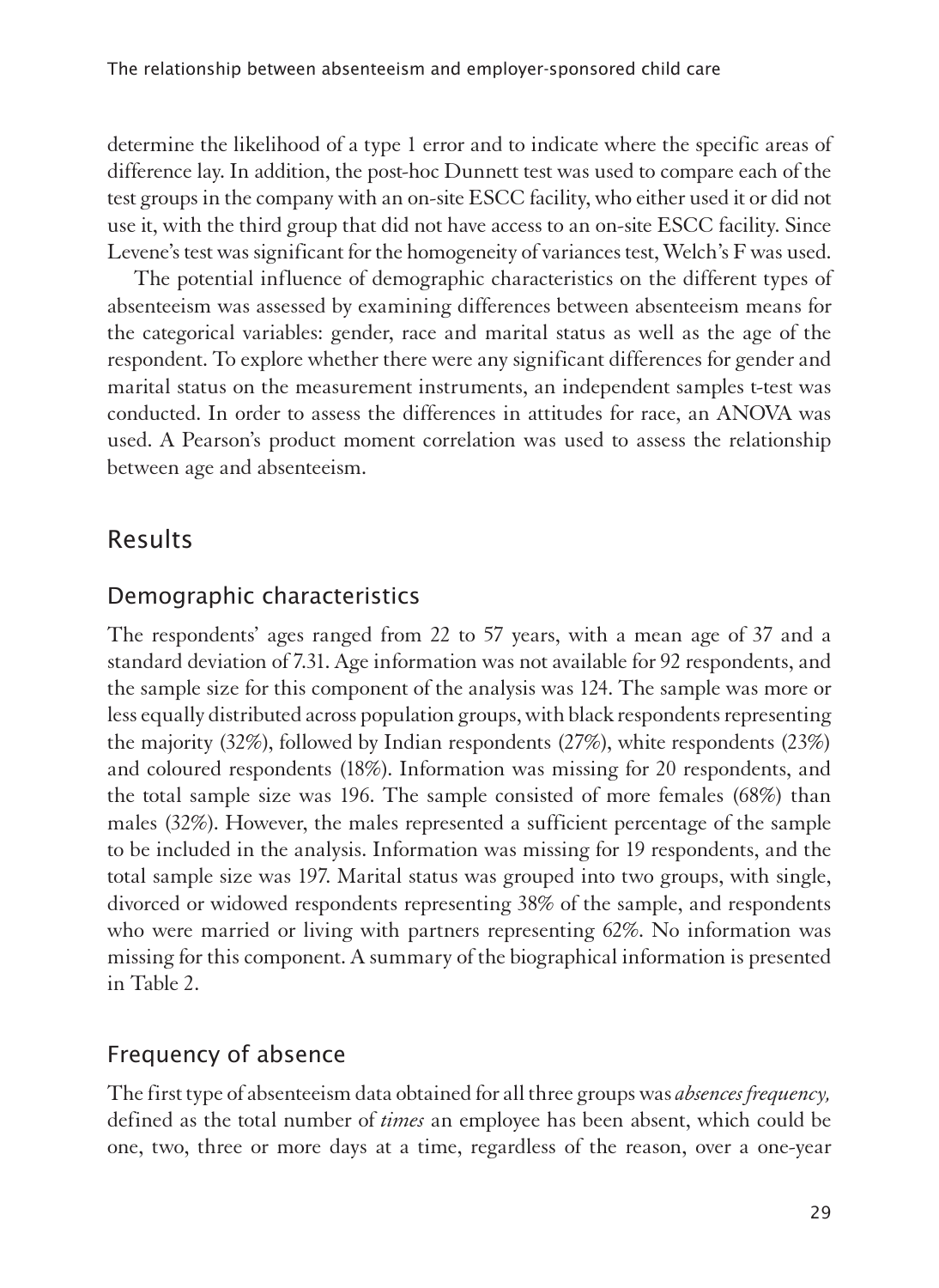determine the likelihood of a type 1 error and to indicate where the specific areas of difference lay. In addition, the post-hoc Dunnett test was used to compare each of the test groups in the company with an on-site ESCC facility, who either used it or did not use it, with the third group that did not have access to an on-site ESCC facility. Since Levene's test was significant for the homogeneity of variances test, Welch's F was used.

The potential influence of demographic characteristics on the different types of absenteeism was assessed by examining differences between absenteeism means for the categorical variables: gender, race and marital status as well as the age of the respondent. To explore whether there were any significant differences for gender and marital status on the measurement instruments, an independent samples t-test was conducted. In order to assess the differences in attitudes for race, an ANOVA was used. A Pearson's product moment correlation was used to assess the relationship between age and absenteeism.

## Results

### Demographic characteristics

The respondents' ages ranged from 22 to 57 years, with a mean age of 37 and a standard deviation of 7.31. Age information was not available for 92 respondents, and the sample size for this component of the analysis was 124. The sample was more or less equally distributed across population groups, with black respondents representing the majority (32%), followed by Indian respondents (27%), white respondents (23%) and coloured respondents (18%). Information was missing for 20 respondents, and the total sample size was 196. The sample consisted of more females (68%) than males (32%). However, the males represented a sufficient percentage of the sample to be included in the analysis. Information was missing for 19 respondents, and the total sample size was 197. Marital status was grouped into two groups, with single, divorced or widowed respondents representing 38% of the sample, and respondents who were married or living with partners representing 62%. No information was missing for this component. A summary of the biographical information is presented in Table 2.

### Frequency of absence

The first type of absenteeism data obtained for all three groups was *absences frequency,* defined as the total number of *times* an employee has been absent, which could be one, two, three or more days at a time, regardless of the reason, over a one-year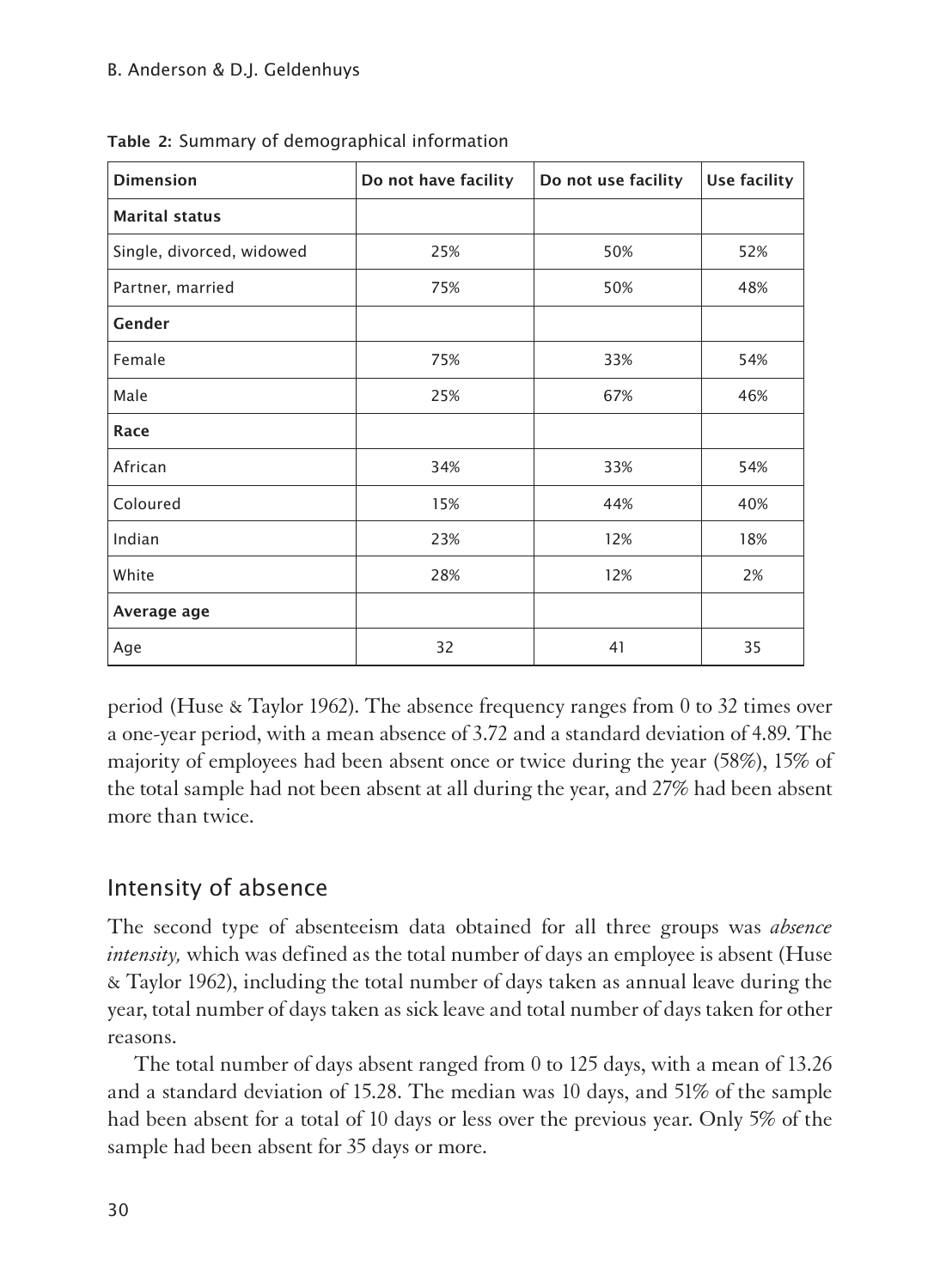**Table 2:** Summary of demographical information

| Dimension | Do not have facility | Do not use facility | Use facility |
|---|---|---|---|
| **Marital status** | | | |
| Single, divorced, widowed | 25% | 50% | 52% |
| Partner, married | 75% | 50% | 48% |
| **Gender** | | | |
| Female | 75% | 33% | 54% |
| Male | 25% | 67% | 46% |
| **Race** | | | |
| African | 34% | 33% | 54% |
| Coloured | 15% | 44% | 40% |
| Indian | 23% | 12% | 18% |
| White | 28% | 12% | 2% |
| **Average age** | | | |
| Age | 32 | 41 | 35 |

period (Huse & Taylor 1962). The absence frequency ranges from 0 to 32 times over a one-year period, with a mean absence of 3.72 and a standard deviation of 4.89. The majority of employees had been absent once or twice during the year (58%), 15% of the total sample had not been absent at all during the year, and 27% had been absent more than twice.

## Intensity of absence

The second type of absenteeism data obtained for all three groups was *absence intensity,* which was defined as the total number of days an employee is absent (Huse & Taylor 1962), including the total number of days taken as annual leave during the year, total number of days taken as sick leave and total number of days taken for other reasons.

The total number of days absent ranged from 0 to 125 days, with a mean of 13.26 and a standard deviation of 15.28. The median was 10 days, and 51% of the sample had been absent for a total of 10 days or less over the previous year. Only 5% of the sample had been absent for 35 days or more.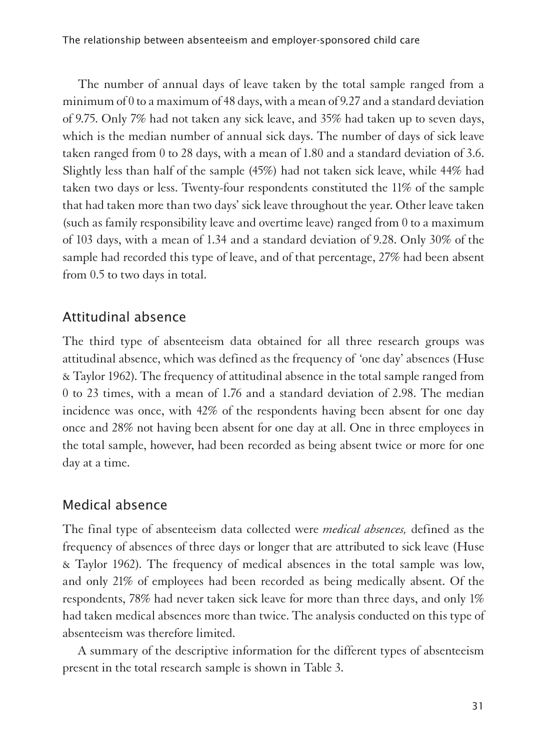The number of annual days of leave taken by the total sample ranged from a minimum of 0 to a maximum of 48 days, with a mean of 9.27 and a standard deviation of 9.75. Only 7% had not taken any sick leave, and 35% had taken up to seven days, which is the median number of annual sick days. The number of days of sick leave taken ranged from 0 to 28 days, with a mean of 1.80 and a standard deviation of 3.6. Slightly less than half of the sample (45%) had not taken sick leave, while 44% had taken two days or less. Twenty-four respondents constituted the 11% of the sample that had taken more than two days' sick leave throughout the year. Other leave taken (such as family responsibility leave and overtime leave) ranged from 0 to a maximum of 103 days, with a mean of 1.34 and a standard deviation of 9.28. Only 30% of the sample had recorded this type of leave, and of that percentage, 27% had been absent from 0.5 to two days in total.

## Attitudinal absence

The third type of absenteeism data obtained for all three research groups was attitudinal absence, which was defined as the frequency of 'one day' absences (Huse & Taylor 1962). The frequency of attitudinal absence in the total sample ranged from 0 to 23 times, with a mean of 1.76 and a standard deviation of 2.98. The median incidence was once, with 42% of the respondents having been absent for one day once and 28% not having been absent for one day at all. One in three employees in the total sample, however, had been recorded as being absent twice or more for one day at a time.

## Medical absence

The final type of absenteeism data collected were *medical absences,* defined as the frequency of absences of three days or longer that are attributed to sick leave (Huse & Taylor 1962). The frequency of medical absences in the total sample was low, and only 21% of employees had been recorded as being medically absent. Of the respondents, 78% had never taken sick leave for more than three days, and only 1% had taken medical absences more than twice. The analysis conducted on this type of absenteeism was therefore limited.

A summary of the descriptive information for the different types of absenteeism present in the total research sample is shown in Table 3.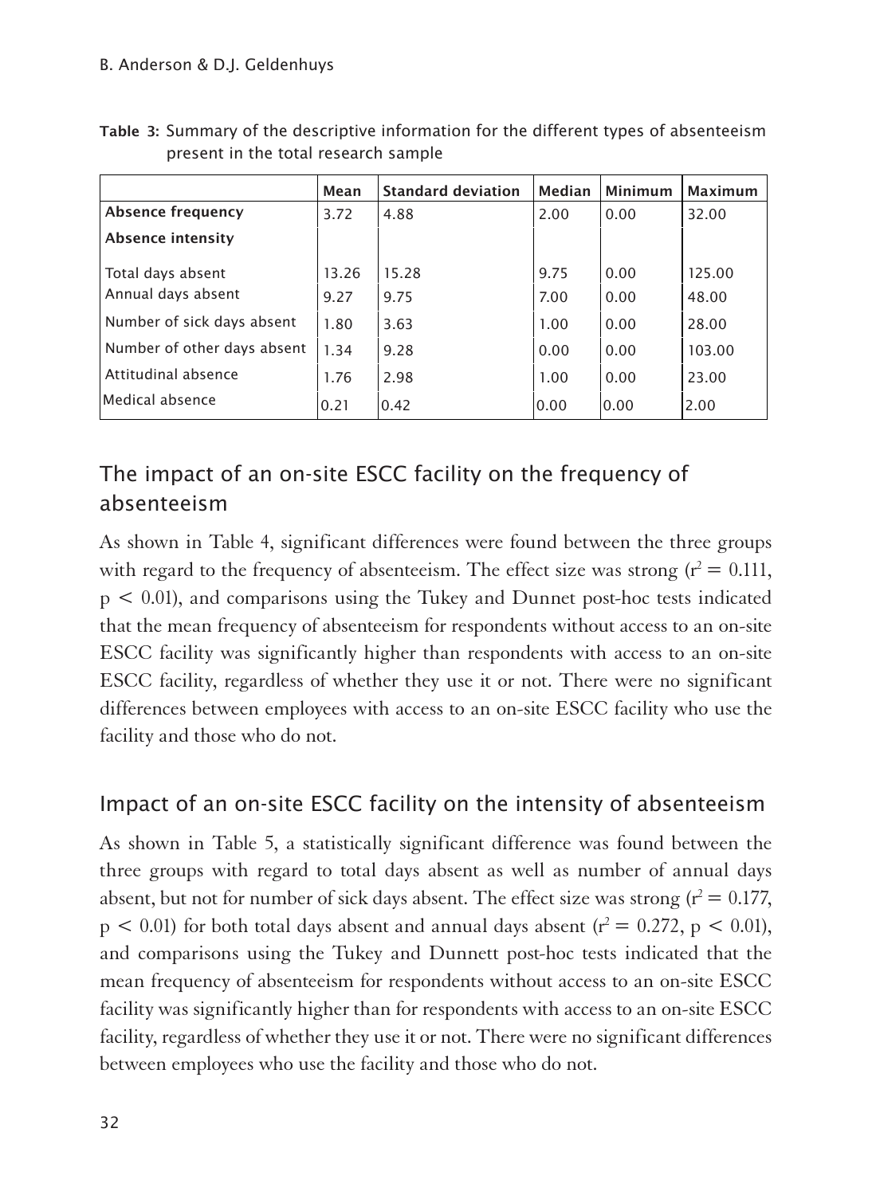**Table 3:** Summary of the descriptive information for the different types of absenteeism present in the total research sample

| | Mean | Standard deviation | Median | Minimum | Maximum |
|---|---|---|---|---|---|
| **Absence frequency** | 3.72 | 4.88 | 2.00 | 0.00 | 32.00 |
| **Absence intensity** | | | | | |
| Total days absent | 13.26 | 15.28 | 9.75 | 0.00 | 125.00 |
| Annual days absent | 9.27 | 9.75 | 7.00 | 0.00 | 48.00 |
| Number of sick days absent | 1.80 | 3.63 | 1.00 | 0.00 | 28.00 |
| Number of other days absent | 1.34 | 9.28 | 0.00 | 0.00 | 103.00 |
| Attitudinal absence | 1.76 | 2.98 | 1.00 | 0.00 | 23.00 |
| Medical absence | 0.21 | 0.42 | 0.00 | 0.00 | 2.00 |

## The impact of an on-site ESCC facility on the frequency of absenteeism

As shown in Table 4, significant differences were found between the three groups with regard to the frequency of absenteeism. The effect size was strong ($r^2 = 0.111$, $p < 0.01$), and comparisons using the Tukey and Dunnet post-hoc tests indicated that the mean frequency of absenteeism for respondents without access to an on-site ESCC facility was significantly higher than respondents with access to an on-site ESCC facility, regardless of whether they use it or not. There were no significant differences between employees with access to an on-site ESCC facility who use the facility and those who do not.

## Impact of an on-site ESCC facility on the intensity of absenteeism

As shown in Table 5, a statistically significant difference was found between the three groups with regard to total days absent as well as number of annual days absent, but not for number of sick days absent. The effect size was strong ($r^2 = 0.177$, $p < 0.01$) for both total days absent and annual days absent ($r^2 = 0.272$, $p < 0.01$), and comparisons using the Tukey and Dunnett post-hoc tests indicated that the mean frequency of absenteeism for respondents without access to an on-site ESCC facility was significantly higher than for respondents with access to an on-site ESCC facility, regardless of whether they use it or not. There were no significant differences between employees who use the facility and those who do not.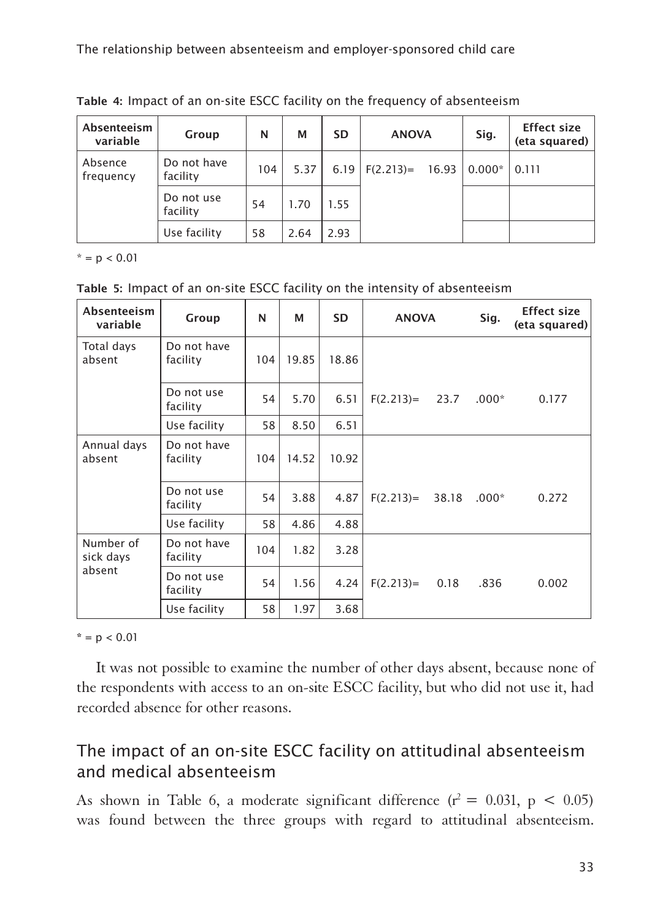**Table 4:** Impact of an on-site ESCC facility on the frequency of absenteeism

| Absenteeism variable | Group | N | M | SD | ANOVA | | Sig. | Effect size (eta squared) |
|---|---|---|---|---|---|---|---|---|
| Absence frequency | Do not have facility | 104 | 5.37 | 6.19 | F(2.213)= | 16.93 | 0.000* | 0.111 |
| | Do not use facility | 54 | 1.70 | 1.55 | | | | |
| | Use facility | 58 | 2.64 | 2.93 | | | | |

\* = p < 0.01

**Table 5:** Impact of an on-site ESCC facility on the intensity of absenteeism

| Absenteeism variable | Group | N | M | SD | ANOVA | | Sig. | Effect size (eta squared) |
|---|---|---|---|---|---|---|---|---|
| Total days absent | Do not have facility | 104 | 19.85 | 18.86 | F(2.213)= | 23.7 | .000* | 0.177 |
| | Do not use facility | 54 | 5.70 | 6.51 | | | | |
| | Use facility | 58 | 8.50 | 6.51 | | | | |
| Annual days absent | Do not have facility | 104 | 14.52 | 10.92 | F(2.213)= | 38.18 | .000* | 0.272 |
| | Do not use facility | 54 | 3.88 | 4.87 | | | | |
| | Use facility | 58 | 4.86 | 4.88 | | | | |
| Number of sick days absent | Do not have facility | 104 | 1.82 | 3.28 | F(2.213)= | 0.18 | .836 | 0.002 |
| | Do not use facility | 54 | 1.56 | 4.24 | | | | |
| | Use facility | 58 | 1.97 | 3.68 | | | | |

\* = p < 0.01

It was not possible to examine the number of other days absent, because none of the respondents with access to an on-site ESCC facility, but who did not use it, had recorded absence for other reasons.

## The impact of an on-site ESCC facility on attitudinal absenteeism and medical absenteeism

As shown in Table 6, a moderate significant difference ($r^2 = 0.031$, $p < 0.05$) was found between the three groups with regard to attitudinal absenteeism.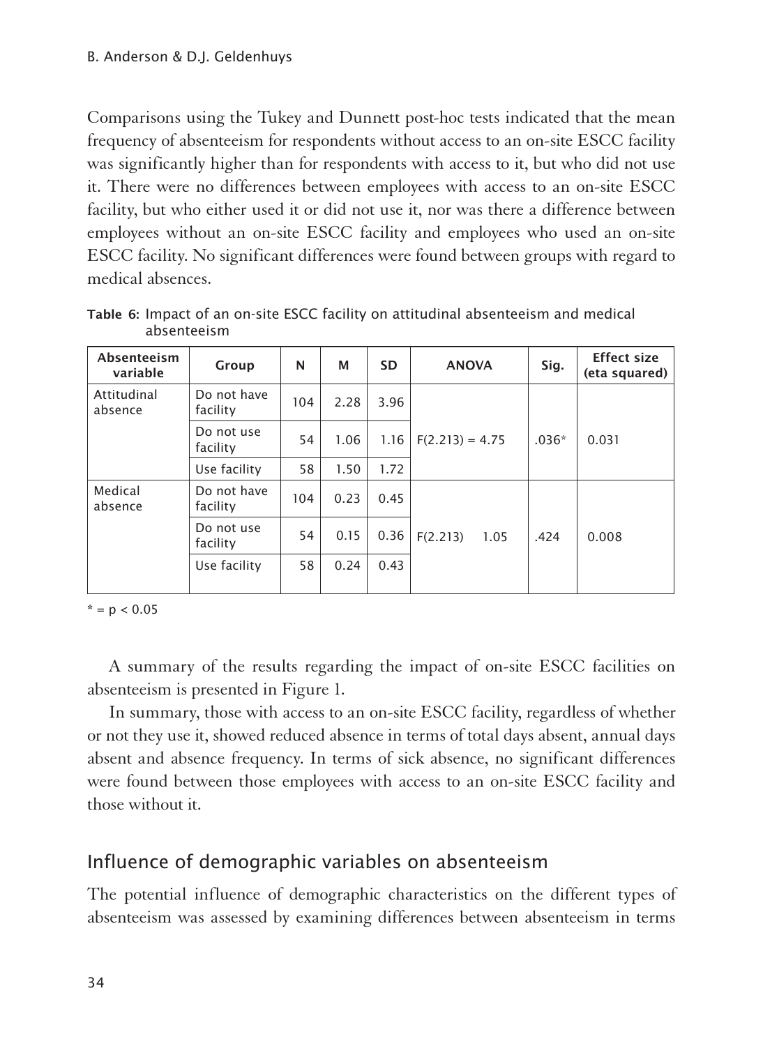Comparisons using the Tukey and Dunnett post-hoc tests indicated that the mean frequency of absenteeism for respondents without access to an on-site ESCC facility was significantly higher than for respondents with access to it, but who did not use it. There were no differences between employees with access to an on-site ESCC facility, but who either used it or did not use it, nor was there a difference between employees without an on-site ESCC facility and employees who used an on-site ESCC facility. No significant differences were found between groups with regard to medical absences.

**Table 6:** Impact of an on-site ESCC facility on attitudinal absenteeism and medical absenteeism

| Absenteeism variable | Group | N | M | SD | ANOVA | Sig. | Effect size (eta squared) |
|---|---|---|---|---|---|---|---|
| Attitudinal absence | Do not have facility | 104 | 2.28 | 3.96 | $F(2.213) = 4.75$ | .036* | 0.031 |
| | Do not use facility | 54 | 1.06 | 1.16 | | | |
| | Use facility | 58 | 1.50 | 1.72 | | | |
| Medical absence | Do not have facility | 104 | 0.23 | 0.45 | $F(2.213)$ 1.05 | .424 | 0.008 |
| | Do not use facility | 54 | 0.15 | 0.36 | | | |
| | Use facility | 58 | 0.24 | 0.43 | | | |

* = $p < 0.05$

A summary of the results regarding the impact of on-site ESCC facilities on absenteeism is presented in Figure 1.

In summary, those with access to an on-site ESCC facility, regardless of whether or not they use it, showed reduced absence in terms of total days absent, annual days absent and absence frequency. In terms of sick absence, no significant differences were found between those employees with access to an on-site ESCC facility and those without it.

## Influence of demographic variables on absenteeism

The potential influence of demographic characteristics on the different types of absenteeism was assessed by examining differences between absenteeism in terms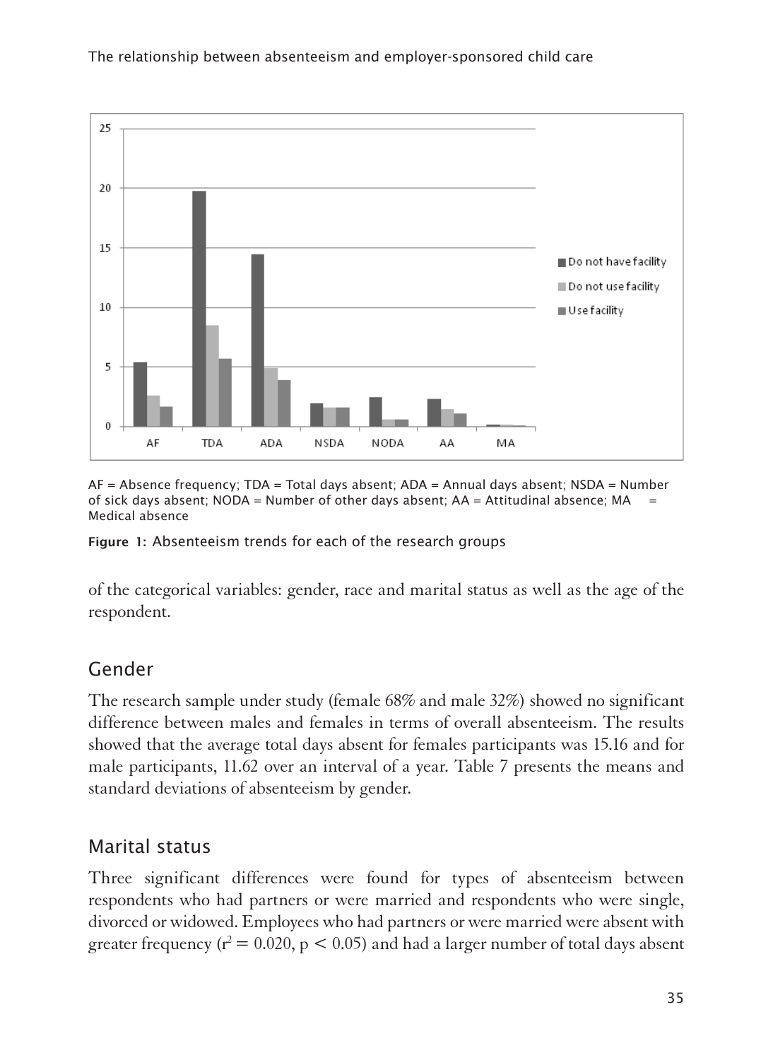AF = Absence frequency; TDA = Total days absent; ADA = Annual days absent; NSDA = Number of sick days absent; NODA = Number of other days absent; AA = Attitudinal absence; MA = Medical absence

**Figure 1:** Absenteeism trends for each of the research groups

of the categorical variables: gender, race and marital status as well as the age of the respondent.

## Gender

The research sample under study (female 68% and male 32%) showed no significant difference between males and females in terms of overall absenteeism. The results showed that the average total days absent for females participants was 15.16 and for male participants, 11.62 over an interval of a year. Table 7 presents the means and standard deviations of absenteeism by gender.

## Marital status

Three significant differences were found for types of absenteeism between respondents who had partners or were married and respondents who were single, divorced or widowed. Employees who had partners or were married were absent with greater frequency ($r^2 = 0.020$, $p < 0.05$) and had a larger number of total days absent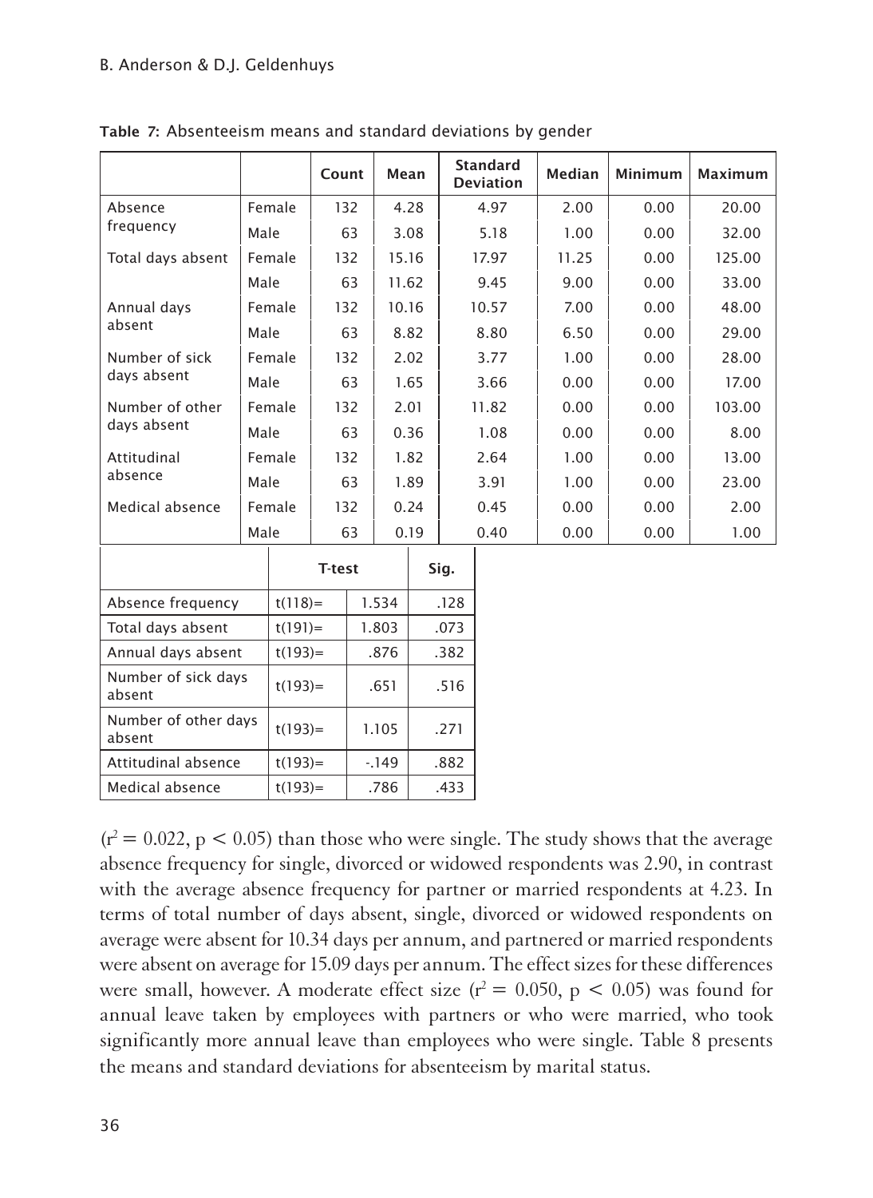**Table 7:** Absenteeism means and standard deviations by gender

| | | Count | Mean | Standard Deviation | Median | Minimum | Maximum |
|---|---|---|---|---|---|---|---|
| Absence frequency | Female | 132 | 4.28 | 4.97 | 2.00 | 0.00 | 20.00 |
| | Male | 63 | 3.08 | 5.18 | 1.00 | 0.00 | 32.00 |
| Total days absent | Female | 132 | 15.16 | 17.97 | 11.25 | 0.00 | 125.00 |
| | Male | 63 | 11.62 | 9.45 | 9.00 | 0.00 | 33.00 |
| Annual days absent | Female | 132 | 10.16 | 10.57 | 7.00 | 0.00 | 48.00 |
| | Male | 63 | 8.82 | 8.80 | 6.50 | 0.00 | 29.00 |
| Number of sick days absent | Female | 132 | 2.02 | 3.77 | 1.00 | 0.00 | 28.00 |
| | Male | 63 | 1.65 | 3.66 | 0.00 | 0.00 | 17.00 |
| Number of other days absent | Female | 132 | 2.01 | 11.82 | 0.00 | 0.00 | 103.00 |
| | Male | 63 | 0.36 | 1.08 | 0.00 | 0.00 | 8.00 |
| Attitudinal absence | Female | 132 | 1.82 | 2.64 | 1.00 | 0.00 | 13.00 |
| | Male | 63 | 1.89 | 3.91 | 1.00 | 0.00 | 23.00 |
| Medical absence | Female | 132 | 0.24 | 0.45 | 0.00 | 0.00 | 2.00 |
| | Male | 63 | 0.19 | 0.40 | 0.00 | 0.00 | 1.00 |

| | T-test | | Sig. |
|---|---|---|---|
| Absence frequency | t(118)= | 1.534 | .128 |
| Total days absent | t(191)= | 1.803 | .073 |
| Annual days absent | t(193)= | .876 | .382 |
| Number of sick days absent | t(193)= | .651 | .516 |
| Number of other days absent | t(193)= | 1.105 | .271 |
| Attitudinal absence | t(193)= | -.149 | .882 |
| Medical absence | t(193)= | .786 | .433 |

($r^2 = 0.022$, $p < 0.05$) than those who were single. The study shows that the average absence frequency for single, divorced or widowed respondents was 2.90, in contrast with the average absence frequency for partner or married respondents at 4.23. In terms of total number of days absent, single, divorced or widowed respondents on average were absent for 10.34 days per annum, and partnered or married respondents were absent on average for 15.09 days per annum. The effect sizes for these differences were small, however. A moderate effect size ($r^2 = 0.050$, $p < 0.05$) was found for annual leave taken by employees with partners or who were married, who took significantly more annual leave than employees who were single. Table 8 presents the means and standard deviations for absenteeism by marital status.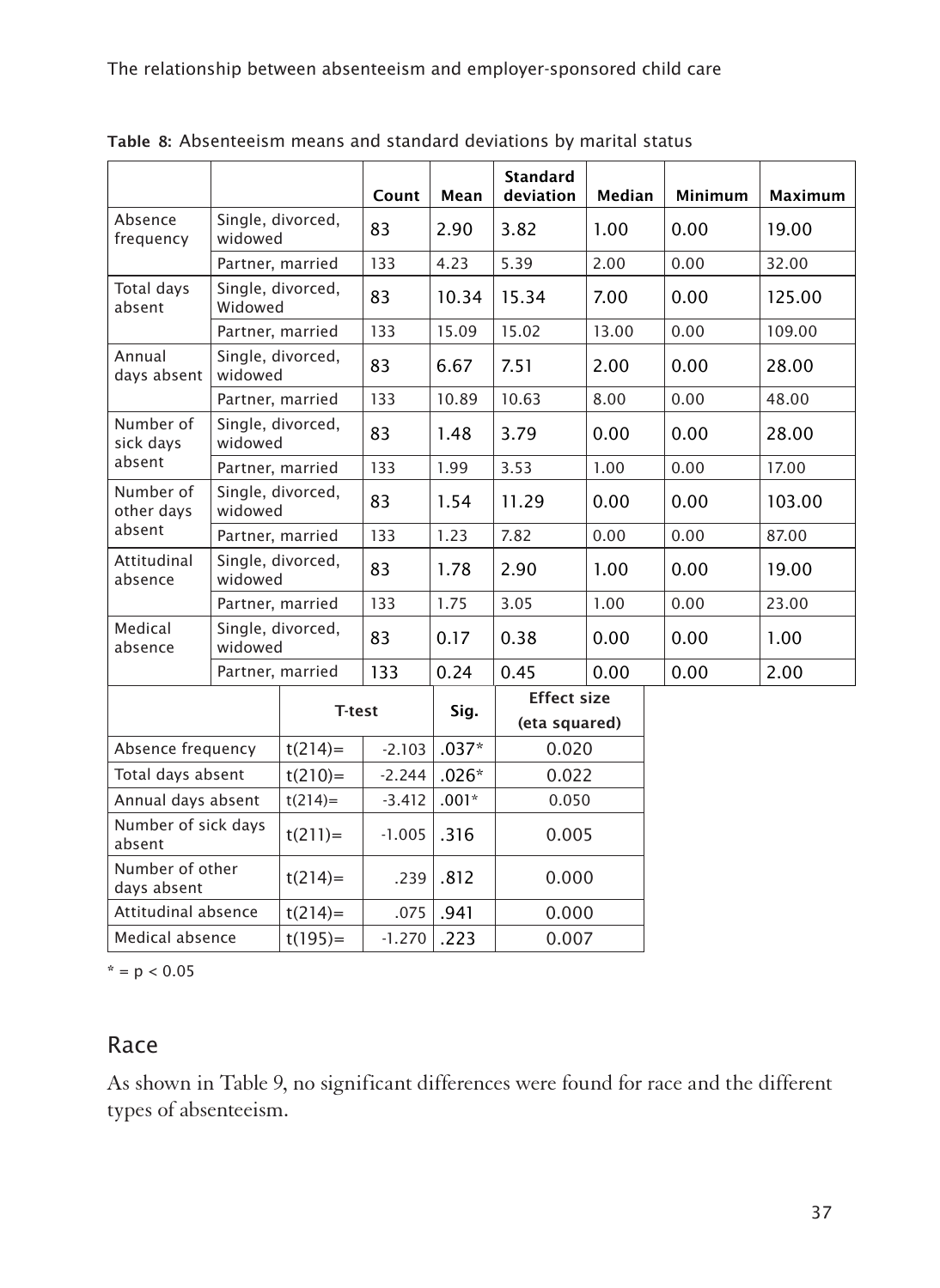**Table 8:** Absenteeism means and standard deviations by marital status

| | | Count | Mean | Standard deviation | Median | Minimum | Maximum |
|---|---|---|---|---|---|---|---|
| Absence frequency | Single, divorced, widowed | 83 | 2.90 | 3.82 | 1.00 | 0.00 | 19.00 |
| | Partner, married | 133 | 4.23 | 5.39 | 2.00 | 0.00 | 32.00 |
| Total days absent | Single, divorced, Widowed | 83 | 10.34 | 15.34 | 7.00 | 0.00 | 125.00 |
| | Partner, married | 133 | 15.09 | 15.02 | 13.00 | 0.00 | 109.00 |
| Annual days absent | Single, divorced, widowed | 83 | 6.67 | 7.51 | 2.00 | 0.00 | 28.00 |
| | Partner, married | 133 | 10.89 | 10.63 | 8.00 | 0.00 | 48.00 |
| Number of sick days absent | Single, divorced, widowed | 83 | 1.48 | 3.79 | 0.00 | 0.00 | 28.00 |
| | Partner, married | 133 | 1.99 | 3.53 | 1.00 | 0.00 | 17.00 |
| Number of other days absent | Single, divorced, widowed | 83 | 1.54 | 11.29 | 0.00 | 0.00 | 103.00 |
| | Partner, married | 133 | 1.23 | 7.82 | 0.00 | 0.00 | 87.00 |
| Attitudinal absence | Single, divorced, widowed | 83 | 1.78 | 2.90 | 1.00 | 0.00 | 19.00 |
| | Partner, married | 133 | 1.75 | 3.05 | 1.00 | 0.00 | 23.00 |
| Medical absence | Single, divorced, widowed | 83 | 0.17 | 0.38 | 0.00 | 0.00 | 1.00 |
| | Partner, married | 133 | 0.24 | 0.45 | 0.00 | 0.00 | 2.00 |

| | T-test | | Sig. | Effect size (eta squared) |
|---|---|---|---|---|
| Absence frequency | t(214)= | -2.103 | .037* | 0.020 |
| Total days absent | t(210)= | -2.244 | .026* | 0.022 |
| Annual days absent | t(214)= | -3.412 | .001* | 0.050 |
| Number of sick days absent | t(211)= | -1.005 | .316 | 0.005 |
| Number of other days absent | t(214)= | .239 | .812 | 0.000 |
| Attitudinal absence | t(214)= | .075 | .941 | 0.000 |
| Medical absence | t(195)= | -1.270 | .223 | 0.007 |

* = $p < 0.05$

## Race

As shown in Table 9, no significant differences were found for race and the different types of absenteeism.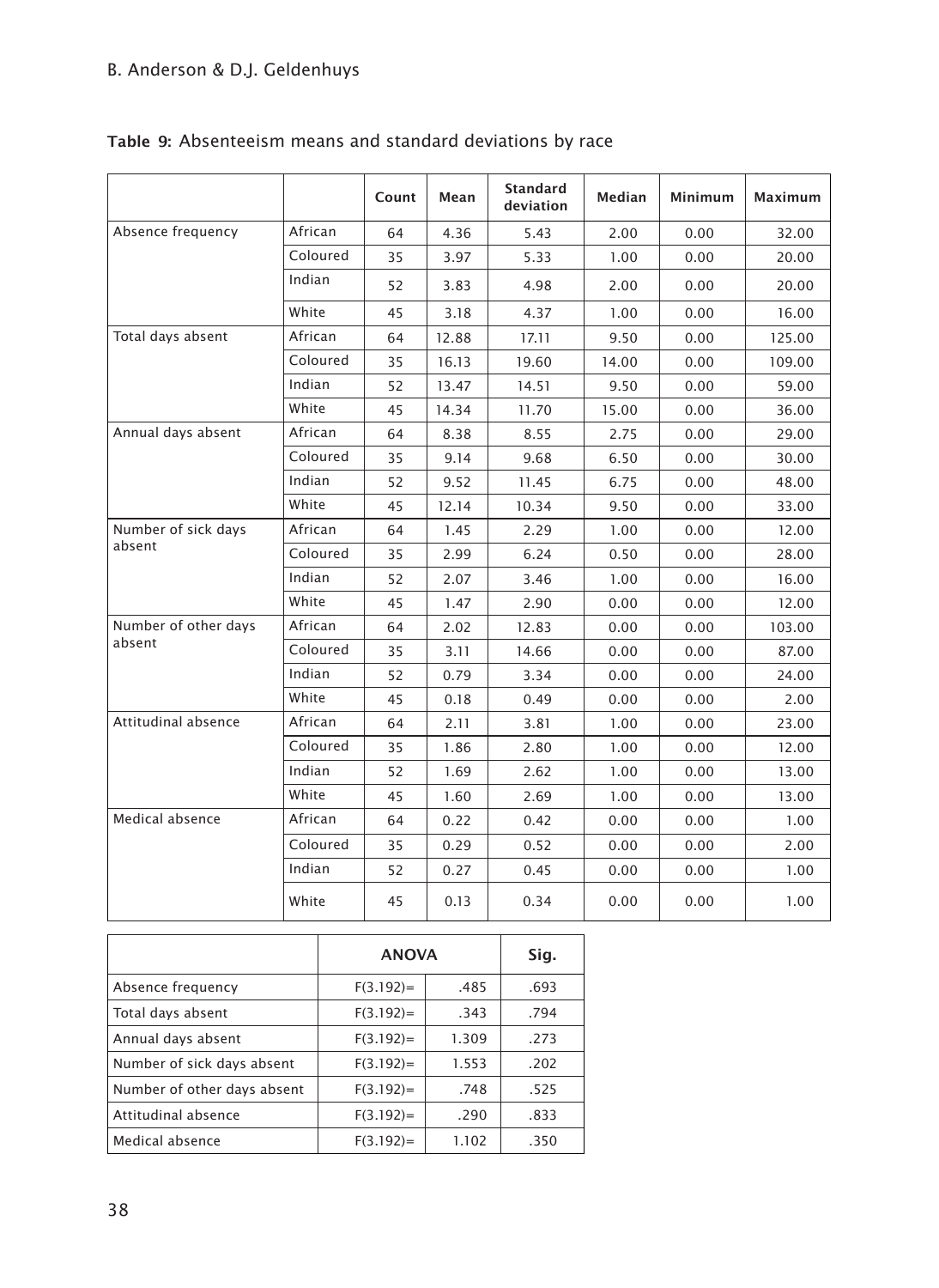**Table 9:** Absenteeism means and standard deviations by race

| | | Count | Mean | Standard deviation | Median | Minimum | Maximum |
|---|---|---|---|---|---|---|---|
| Absence frequency | African | 64 | 4.36 | 5.43 | 2.00 | 0.00 | 32.00 |
| | Coloured | 35 | 3.97 | 5.33 | 1.00 | 0.00 | 20.00 |
| | Indian | 52 | 3.83 | 4.98 | 2.00 | 0.00 | 20.00 |
| | White | 45 | 3.18 | 4.37 | 1.00 | 0.00 | 16.00 |
| Total days absent | African | 64 | 12.88 | 17.11 | 9.50 | 0.00 | 125.00 |
| | Coloured | 35 | 16.13 | 19.60 | 14.00 | 0.00 | 109.00 |
| | Indian | 52 | 13.47 | 14.51 | 9.50 | 0.00 | 59.00 |
| | White | 45 | 14.34 | 11.70 | 15.00 | 0.00 | 36.00 |
| Annual days absent | African | 64 | 8.38 | 8.55 | 2.75 | 0.00 | 29.00 |
| | Coloured | 35 | 9.14 | 9.68 | 6.50 | 0.00 | 30.00 |
| | Indian | 52 | 9.52 | 11.45 | 6.75 | 0.00 | 48.00 |
| | White | 45 | 12.14 | 10.34 | 9.50 | 0.00 | 33.00 |
| Number of sick days absent | African | 64 | 1.45 | 2.29 | 1.00 | 0.00 | 12.00 |
| | Coloured | 35 | 2.99 | 6.24 | 0.50 | 0.00 | 28.00 |
| | Indian | 52 | 2.07 | 3.46 | 1.00 | 0.00 | 16.00 |
| | White | 45 | 1.47 | 2.90 | 0.00 | 0.00 | 12.00 |
| Number of other days absent | African | 64 | 2.02 | 12.83 | 0.00 | 0.00 | 103.00 |
| | Coloured | 35 | 3.11 | 14.66 | 0.00 | 0.00 | 87.00 |
| | Indian | 52 | 0.79 | 3.34 | 0.00 | 0.00 | 24.00 |
| | White | 45 | 0.18 | 0.49 | 0.00 | 0.00 | 2.00 |
| Attitudinal absence | African | 64 | 2.11 | 3.81 | 1.00 | 0.00 | 23.00 |
| | Coloured | 35 | 1.86 | 2.80 | 1.00 | 0.00 | 12.00 |
| | Indian | 52 | 1.69 | 2.62 | 1.00 | 0.00 | 13.00 |
| | White | 45 | 1.60 | 2.69 | 1.00 | 0.00 | 13.00 |
| Medical absence | African | 64 | 0.22 | 0.42 | 0.00 | 0.00 | 1.00 |
| | Coloured | 35 | 0.29 | 0.52 | 0.00 | 0.00 | 2.00 |
| | Indian | 52 | 0.27 | 0.45 | 0.00 | 0.00 | 1.00 |
| | White | 45 | 0.13 | 0.34 | 0.00 | 0.00 | 1.00 |

| | ANOVA | | Sig. |
|---|---|---|---|
| Absence frequency | F(3.192)= | .485 | .693 |
| Total days absent | F(3.192)= | .343 | .794 |
| Annual days absent | F(3.192)= | 1.309 | .273 |
| Number of sick days absent | F(3.192)= | 1.553 | .202 |
| Number of other days absent | F(3.192)= | .748 | .525 |
| Attitudinal absence | F(3.192)= | .290 | .833 |
| Medical absence | F(3.192)= | 1.102 | .350 |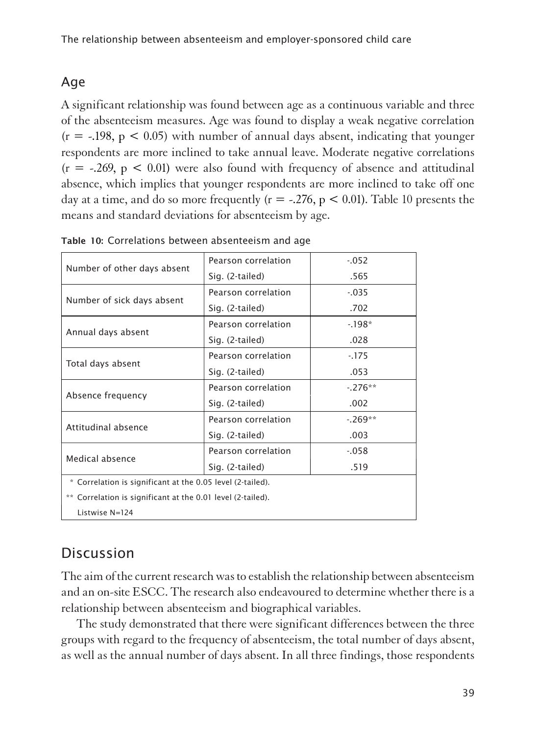## Age

A significant relationship was found between age as a continuous variable and three of the absenteeism measures. Age was found to display a weak negative correlation ($r = -.198$, $p < 0.05$) with number of annual days absent, indicating that younger respondents are more inclined to take annual leave. Moderate negative correlations ($r = -.269$, $p < 0.01$) were also found with frequency of absence and attitudinal absence, which implies that younger respondents are more inclined to take off one day at a time, and do so more frequently ($r = -.276$, $p < 0.01$). Table 10 presents the means and standard deviations for absenteeism by age.

**Table 10:** Correlations between absenteeism and age

| | | |
|---|---|---|
| Number of other days absent | Pearson correlation | -.052 |
| | Sig. (2-tailed) | .565 |
| Number of sick days absent | Pearson correlation | -.035 |
| | Sig. (2-tailed) | .702 |
| Annual days absent | Pearson correlation | -.198* |
| | Sig. (2-tailed) | .028 |
| Total days absent | Pearson correlation | -.175 |
| | Sig. (2-tailed) | .053 |
| Absence frequency | Pearson correlation | -.276** |
| | Sig. (2-tailed) | .002 |
| Attitudinal absence | Pearson correlation | -.269** |
| | Sig. (2-tailed) | .003 |
| Medical absence | Pearson correlation | -.058 |
| | Sig. (2-tailed) | .519 |

\* Correlation is significant at the 0.05 level (2-tailed).
** Correlation is significant at the 0.01 level (2-tailed).
Listwise N=124

# Discussion

The aim of the current research was to establish the relationship between absenteeism and an on-site ESCC. The research also endeavoured to determine whether there is a relationship between absenteeism and biographical variables.

The study demonstrated that there were significant differences between the three groups with regard to the frequency of absenteeism, the total number of days absent, as well as the annual number of days absent. In all three findings, those respondents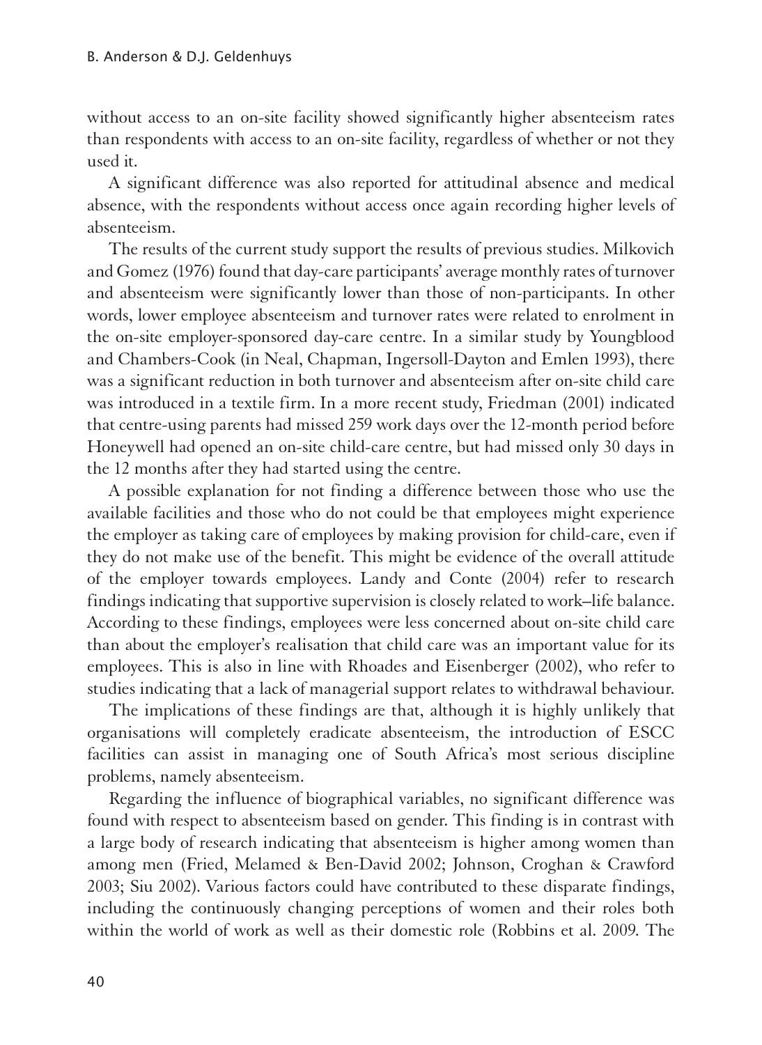without access to an on-site facility showed significantly higher absenteeism rates than respondents with access to an on-site facility, regardless of whether or not they used it.

A significant difference was also reported for attitudinal absence and medical absence, with the respondents without access once again recording higher levels of absenteeism.

The results of the current study support the results of previous studies. Milkovich and Gomez (1976) found that day-care participants' average monthly rates of turnover and absenteeism were significantly lower than those of non-participants. In other words, lower employee absenteeism and turnover rates were related to enrolment in the on-site employer-sponsored day-care centre. In a similar study by Youngblood and Chambers-Cook (in Neal, Chapman, Ingersoll-Dayton and Emlen 1993), there was a significant reduction in both turnover and absenteeism after on-site child care was introduced in a textile firm. In a more recent study, Friedman (2001) indicated that centre-using parents had missed 259 work days over the 12-month period before Honeywell had opened an on-site child-care centre, but had missed only 30 days in the 12 months after they had started using the centre.

A possible explanation for not finding a difference between those who use the available facilities and those who do not could be that employees might experience the employer as taking care of employees by making provision for child-care, even if they do not make use of the benefit. This might be evidence of the overall attitude of the employer towards employees. Landy and Conte (2004) refer to research findings indicating that supportive supervision is closely related to work–life balance. According to these findings, employees were less concerned about on-site child care than about the employer's realisation that child care was an important value for its employees. This is also in line with Rhoades and Eisenberger (2002), who refer to studies indicating that a lack of managerial support relates to withdrawal behaviour.

The implications of these findings are that, although it is highly unlikely that organisations will completely eradicate absenteeism, the introduction of ESCC facilities can assist in managing one of South Africa's most serious discipline problems, namely absenteeism.

Regarding the influence of biographical variables, no significant difference was found with respect to absenteeism based on gender. This finding is in contrast with a large body of research indicating that absenteeism is higher among women than among men (Fried, Melamed & Ben-David 2002; Johnson, Croghan & Crawford 2003; Siu 2002). Various factors could have contributed to these disparate findings, including the continuously changing perceptions of women and their roles both within the world of work as well as their domestic role (Robbins et al. 2009. The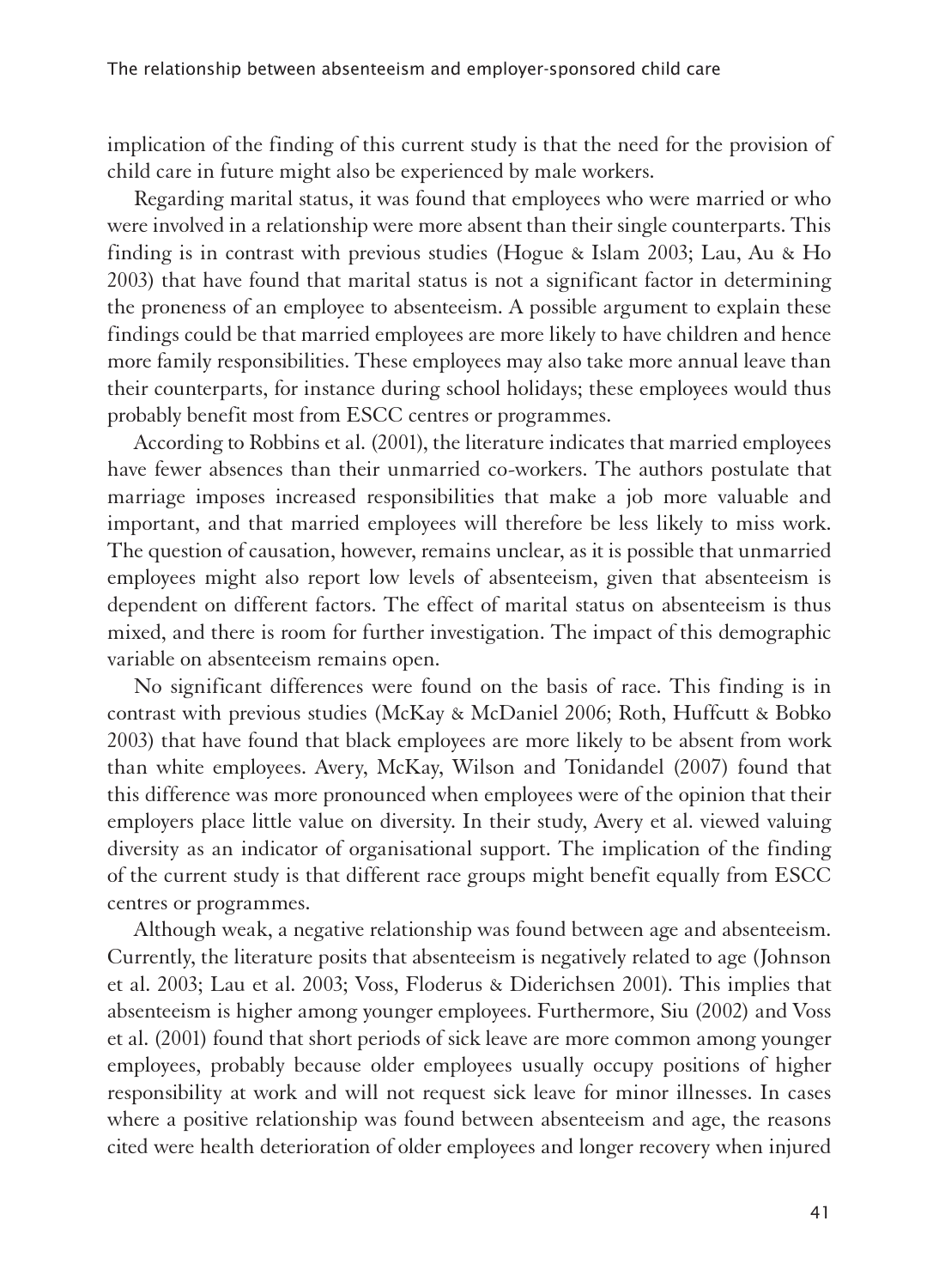implication of the finding of this current study is that the need for the provision of child care in future might also be experienced by male workers.

Regarding marital status, it was found that employees who were married or who were involved in a relationship were more absent than their single counterparts. This finding is in contrast with previous studies (Hogue & Islam 2003; Lau, Au & Ho 2003) that have found that marital status is not a significant factor in determining the proneness of an employee to absenteeism. A possible argument to explain these findings could be that married employees are more likely to have children and hence more family responsibilities. These employees may also take more annual leave than their counterparts, for instance during school holidays; these employees would thus probably benefit most from ESCC centres or programmes.

According to Robbins et al. (2001), the literature indicates that married employees have fewer absences than their unmarried co-workers. The authors postulate that marriage imposes increased responsibilities that make a job more valuable and important, and that married employees will therefore be less likely to miss work. The question of causation, however, remains unclear, as it is possible that unmarried employees might also report low levels of absenteeism, given that absenteeism is dependent on different factors. The effect of marital status on absenteeism is thus mixed, and there is room for further investigation. The impact of this demographic variable on absenteeism remains open.

No significant differences were found on the basis of race. This finding is in contrast with previous studies (McKay & McDaniel 2006; Roth, Huffcutt & Bobko 2003) that have found that black employees are more likely to be absent from work than white employees. Avery, McKay, Wilson and Tonidandel (2007) found that this difference was more pronounced when employees were of the opinion that their employers place little value on diversity. In their study, Avery et al. viewed valuing diversity as an indicator of organisational support. The implication of the finding of the current study is that different race groups might benefit equally from ESCC centres or programmes.

Although weak, a negative relationship was found between age and absenteeism. Currently, the literature posits that absenteeism is negatively related to age (Johnson et al. 2003; Lau et al. 2003; Voss, Floderus & Diderichsen 2001). This implies that absenteeism is higher among younger employees. Furthermore, Siu (2002) and Voss et al. (2001) found that short periods of sick leave are more common among younger employees, probably because older employees usually occupy positions of higher responsibility at work and will not request sick leave for minor illnesses. In cases where a positive relationship was found between absenteeism and age, the reasons cited were health deterioration of older employees and longer recovery when injured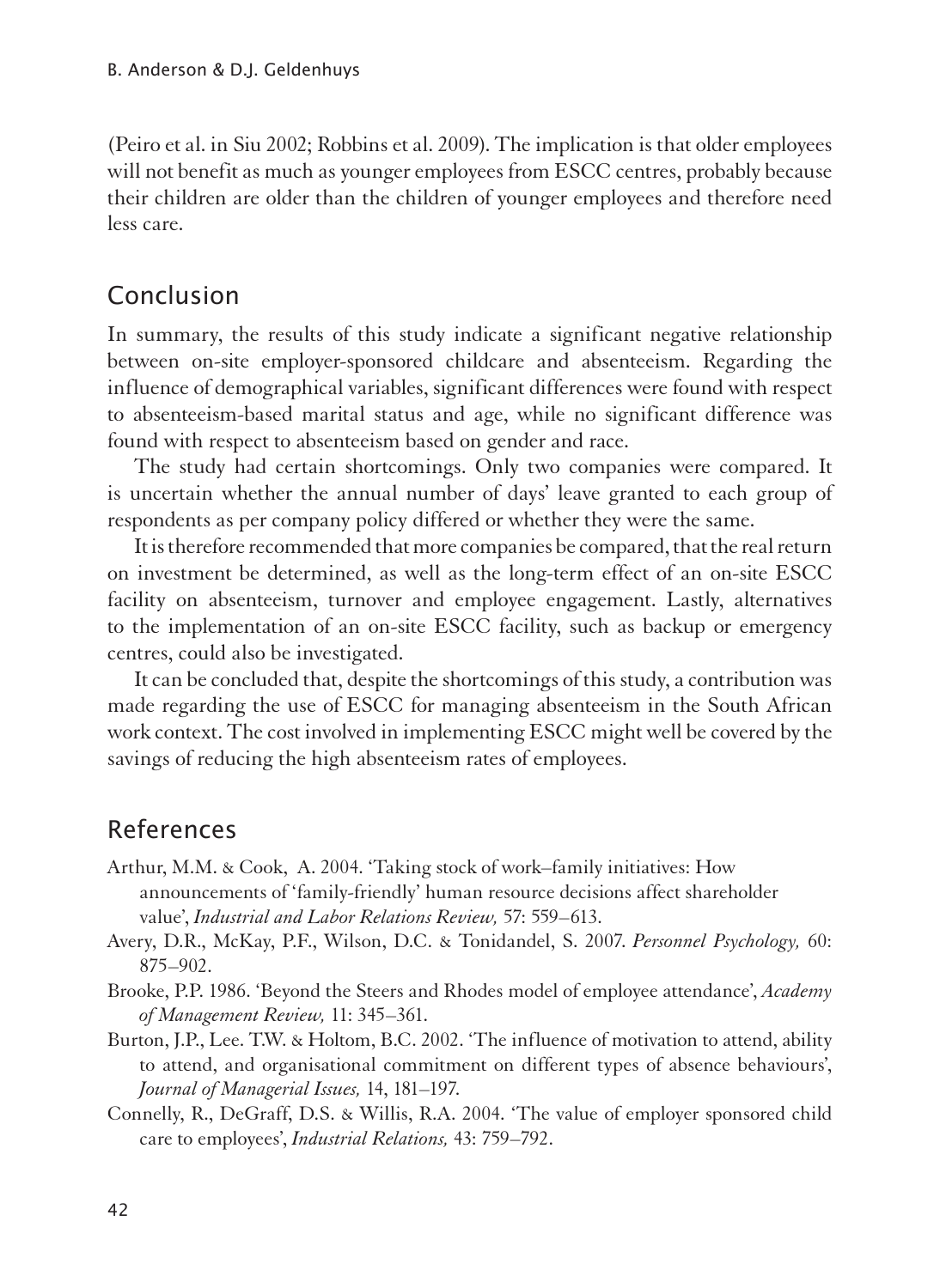(Peiro et al. in Siu 2002; Robbins et al. 2009). The implication is that older employees will not benefit as much as younger employees from ESCC centres, probably because their children are older than the children of younger employees and therefore need less care.

## Conclusion

In summary, the results of this study indicate a significant negative relationship between on-site employer-sponsored childcare and absenteeism. Regarding the influence of demographical variables, significant differences were found with respect to absenteeism-based marital status and age, while no significant difference was found with respect to absenteeism based on gender and race.

The study had certain shortcomings. Only two companies were compared. It is uncertain whether the annual number of days' leave granted to each group of respondents as per company policy differed or whether they were the same.

It is therefore recommended that more companies be compared, that the real return on investment be determined, as well as the long-term effect of an on-site ESCC facility on absenteeism, turnover and employee engagement. Lastly, alternatives to the implementation of an on-site ESCC facility, such as backup or emergency centres, could also be investigated.

It can be concluded that, despite the shortcomings of this study, a contribution was made regarding the use of ESCC for managing absenteeism in the South African work context. The cost involved in implementing ESCC might well be covered by the savings of reducing the high absenteeism rates of employees.

## References

Arthur, M.M. & Cook, A. 2004. 'Taking stock of work–family initiatives: How announcements of 'family-friendly' human resource decisions affect shareholder value', *Industrial and Labor Relations Review,* 57: 559–613.

Avery, D.R., McKay, P.F., Wilson, D.C. & Tonidandel, S. 2007. *Personnel Psychology,* 60: 875–902.

Brooke, P.P. 1986. 'Beyond the Steers and Rhodes model of employee attendance', *Academy of Management Review,* 11: 345–361.

Burton, J.P., Lee. T.W. & Holtom, B.C. 2002. 'The influence of motivation to attend, ability to attend, and organisational commitment on different types of absence behaviours', *Journal of Managerial Issues,* 14, 181–197.

Connelly, R., DeGraff, D.S. & Willis, R.A. 2004. 'The value of employer sponsored child care to employees', *Industrial Relations,* 43: 759–792.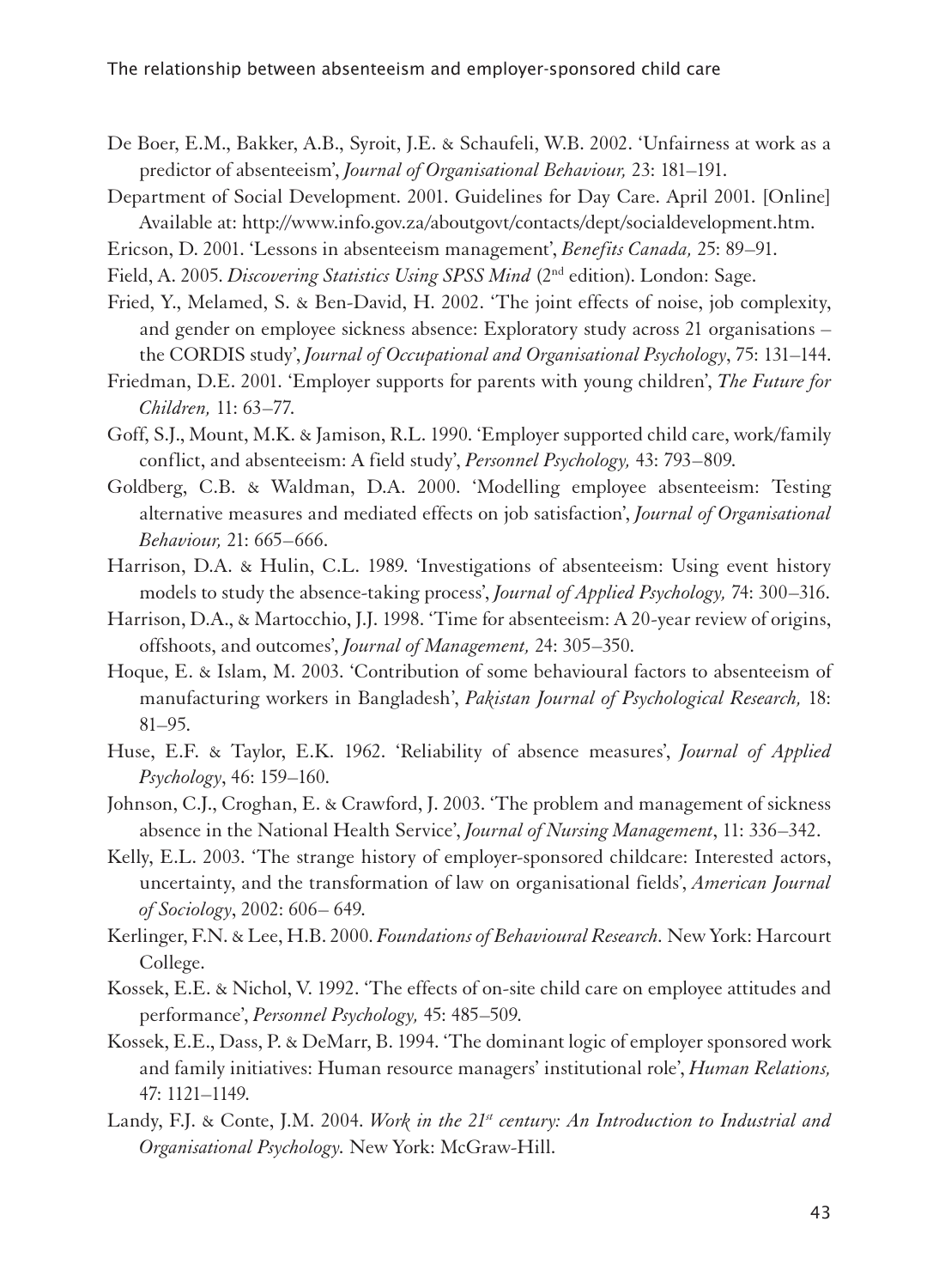De Boer, E.M., Bakker, A.B., Syroit, J.E. & Schaufeli, W.B. 2002. 'Unfairness at work as a predictor of absenteeism', *Journal of Organisational Behaviour,* 23: 181–191.

Department of Social Development. 2001. Guidelines for Day Care. April 2001. [Online] Available at: http://www.info.gov.za/aboutgovt/contacts/dept/socialdevelopment.htm.

Ericson, D. 2001. 'Lessons in absenteeism management', *Benefits Canada,* 25: 89–91.

Field, A. 2005. *Discovering Statistics Using SPSS Mind* (2nd edition). London: Sage.

Fried, Y., Melamed, S. & Ben-David, H. 2002. 'The joint effects of noise, job complexity, and gender on employee sickness absence: Exploratory study across 21 organisations – the CORDIS study', *Journal of Occupational and Organisational Psychology*, 75: 131–144.

Friedman, D.E. 2001. 'Employer supports for parents with young children', *The Future for Children,* 11: 63–77.

Goff, S.J., Mount, M.K. & Jamison, R.L. 1990. 'Employer supported child care, work/family conflict, and absenteeism: A field study', *Personnel Psychology,* 43: 793–809.

Goldberg, C.B. & Waldman, D.A. 2000. 'Modelling employee absenteeism: Testing alternative measures and mediated effects on job satisfaction', *Journal of Organisational Behaviour,* 21: 665–666.

Harrison, D.A. & Hulin, C.L. 1989. 'Investigations of absenteeism: Using event history models to study the absence-taking process', *Journal of Applied Psychology,* 74: 300–316.

Harrison, D.A., & Martocchio, J.J. 1998. 'Time for absenteeism: A 20-year review of origins, offshoots, and outcomes', *Journal of Management,* 24: 305–350.

Hoque, E. & Islam, M. 2003. 'Contribution of some behavioural factors to absenteeism of manufacturing workers in Bangladesh', *Pakistan Journal of Psychological Research,* 18: 81–95.

Huse, E.F. & Taylor, E.K. 1962. 'Reliability of absence measures', *Journal of Applied Psychology*, 46: 159–160.

Johnson, C.J., Croghan, E. & Crawford, J. 2003. 'The problem and management of sickness absence in the National Health Service', *Journal of Nursing Management*, 11: 336–342.

Kelly, E.L. 2003. 'The strange history of employer-sponsored childcare: Interested actors, uncertainty, and the transformation of law on organisational fields', *American Journal of Sociology*, 2002: 606– 649.

Kerlinger, F.N. & Lee, H.B. 2000. *Foundations of Behavioural Research.* New York: Harcourt College.

Kossek, E.E. & Nichol, V. 1992. 'The effects of on-site child care on employee attitudes and performance', *Personnel Psychology,* 45: 485–509.

Kossek, E.E., Dass, P. & DeMarr, B. 1994. 'The dominant logic of employer sponsored work and family initiatives: Human resource managers' institutional role', *Human Relations,* 47: 1121–1149.

Landy, F.J. & Conte, J.M. 2004. *Work in the 21st century: An Introduction to Industrial and Organisational Psychology.* New York: McGraw-Hill.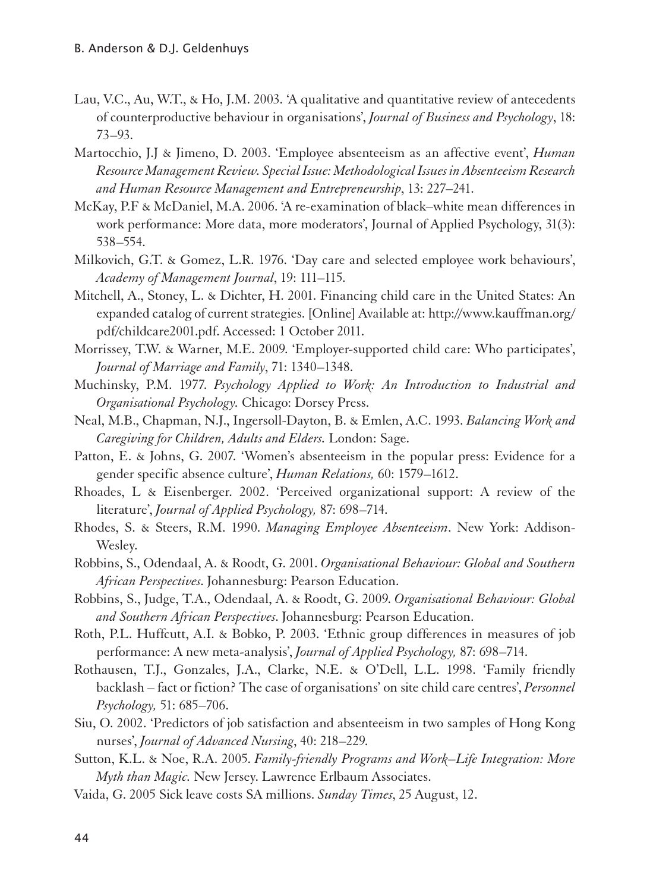Lau, V.C., Au, W.T., & Ho, J.M. 2003. 'A qualitative and quantitative review of antecedents of counterproductive behaviour in organisations', *Journal of Business and Psychology*, 18: 73–93.

Martocchio, J.J & Jimeno, D. 2003. 'Employee absenteeism as an affective event', *Human Resource Management Review. Special Issue: Methodological Issues in Absenteeism Research and Human Resource Management and Entrepreneurship*, 13: 227–241.

McKay, P.F & McDaniel, M.A. 2006. 'A re-examination of black–white mean differences in work performance: More data, more moderators', Journal of Applied Psychology, 31(3): 538–554.

Milkovich, G.T. & Gomez, L.R. 1976. 'Day care and selected employee work behaviours', *Academy of Management Journal*, 19: 111–115.

Mitchell, A., Stoney, L. & Dichter, H. 2001. Financing child care in the United States: An expanded catalog of current strategies. [Online] Available at: http://www.kauffman.org/pdf/childcare2001.pdf. Accessed: 1 October 2011.

Morrissey, T.W. & Warner, M.E. 2009. 'Employer-supported child care: Who participates', *Journal of Marriage and Family*, 71: 1340–1348.

Muchinsky, P.M. 1977. *Psychology Applied to Work: An Introduction to Industrial and Organisational Psychology.* Chicago: Dorsey Press.

Neal, M.B., Chapman, N.J., Ingersoll-Dayton, B. & Emlen, A.C. 1993. *Balancing Work and Caregiving for Children, Adults and Elders.* London: Sage.

Patton, E. & Johns, G. 2007. 'Women's absenteeism in the popular press: Evidence for a gender specific absence culture', *Human Relations,* 60: 1579–1612.

Rhoades, L & Eisenberger. 2002. 'Perceived organizational support: A review of the literature', *Journal of Applied Psychology,* 87: 698–714.

Rhodes, S. & Steers, R.M. 1990. *Managing Employee Absenteeism*. New York: Addison-Wesley.

Robbins, S., Odendaal, A. & Roodt, G. 2001. *Organisational Behaviour: Global and Southern African Perspectives*. Johannesburg: Pearson Education.

Robbins, S., Judge, T.A., Odendaal, A. & Roodt, G. 2009. *Organisational Behaviour: Global and Southern African Perspectives*. Johannesburg: Pearson Education.

Roth, P.L. Huffcutt, A.I. & Bobko, P. 2003. 'Ethnic group differences in measures of job performance: A new meta-analysis', *Journal of Applied Psychology,* 87: 698–714.

Rothausen, T.J., Gonzales, J.A., Clarke, N.E. & O'Dell, L.L. 1998. 'Family friendly backlash – fact or fiction? The case of organisations' on site child care centres', *Personnel Psychology,* 51: 685–706.

Siu, O. 2002. 'Predictors of job satisfaction and absenteeism in two samples of Hong Kong nurses', *Journal of Advanced Nursing*, 40: 218–229.

Sutton, K.L. & Noe, R.A. 2005. *Family-friendly Programs and Work–Life Integration: More Myth than Magic.* New Jersey. Lawrence Erlbaum Associates.

Vaida, G. 2005 Sick leave costs SA millions. *Sunday Times*, 25 August, 12.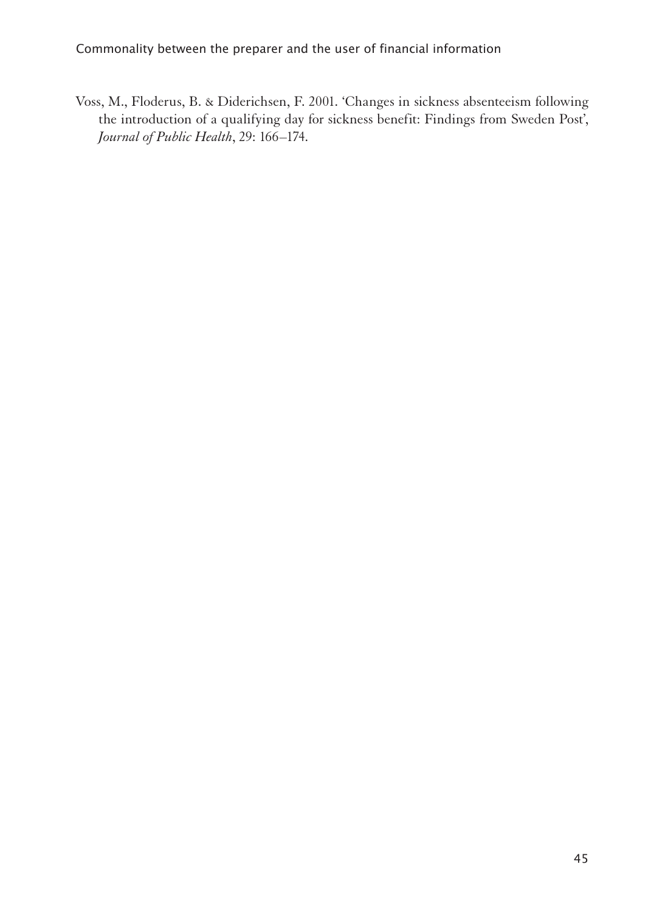Voss, M., Floderus, B. & Diderichsen, F. 2001. 'Changes in sickness absenteeism following the introduction of a qualifying day for sickness benefit: Findings from Sweden Post', *Journal of Public Health*, 29: 166–174.